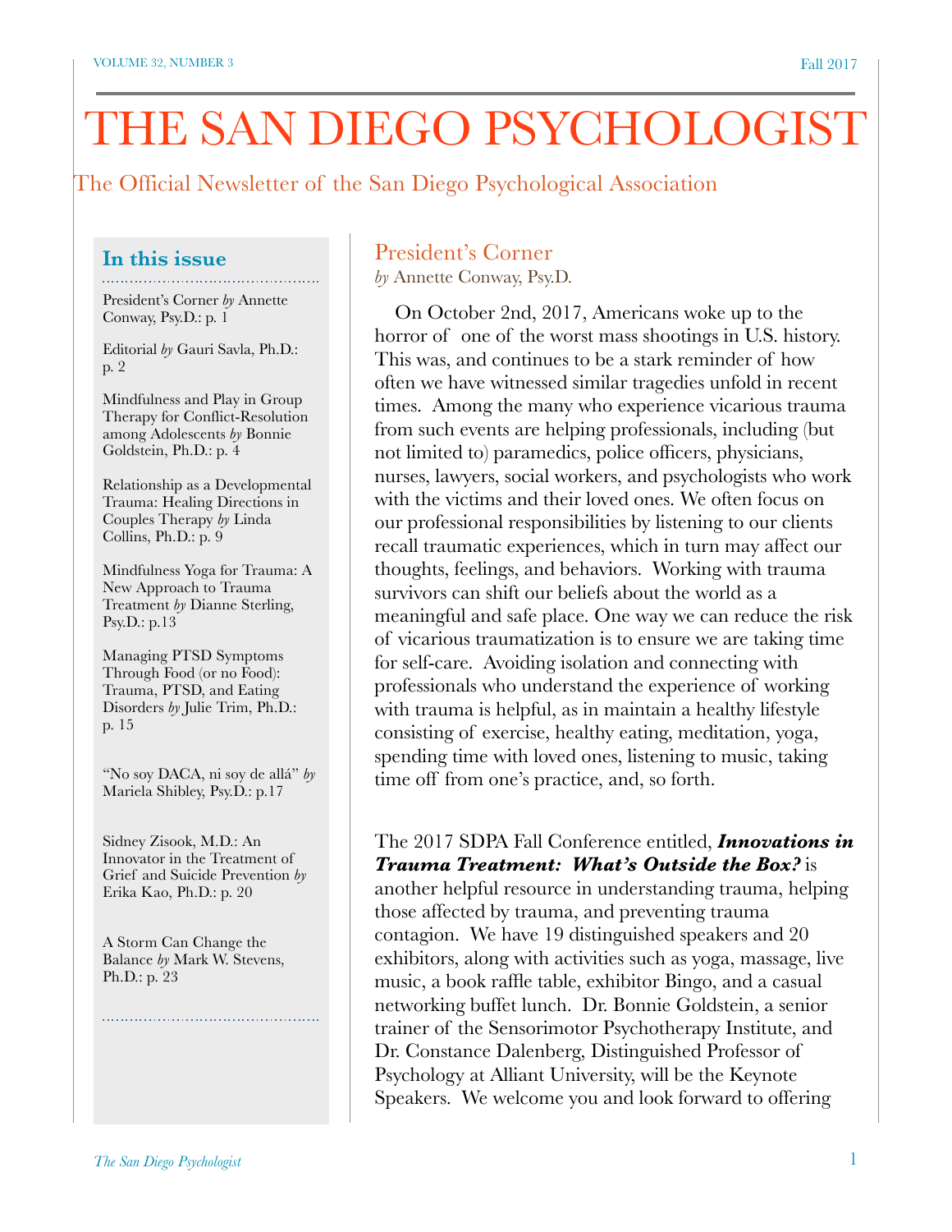# THE SAN DIEGO PSYCHOLOGIST

The Official Newsletter of the San Diego Psychological Association

### In this issue

President's Corner *by* Annette Conway, Psy.D.: p. 1

Editorial *by* Gauri Savla, Ph.D.: p. 2

Mindfulness and Play in Group Therapy for Conflict-Resolution among Adolescents *by* Bonnie Goldstein, Ph.D.: p. 4

Relationship as a Developmental Trauma: Healing Directions in Couples Therapy *by* Linda Collins, Ph.D.: p. 9

Mindfulness Yoga for Trauma: A New Approach to Trauma Treatment *by* Dianne Sterling, Psy.D.: p.13

Managing PTSD Symptoms Through Food (or no Food): Trauma, PTSD, and Eating Disorders *by* Julie Trim, Ph.D.: p. 15

"No soy DACA, ni soy de allá" *by* Mariela Shibley, Psy.D.: p.17

Sidney Zisook, M.D.: An Innovator in the Treatment of Grief and Suicide Prevention *by* Erika Kao, Ph.D.: p. 20

A Storm Can Change the Balance *by* Mark W. Stevens, Ph.D.: p. 23

## President's Corner

*by* Annette Conway, Psy.D.

On October 2nd, 2017, Americans woke up to the horror of one of the worst mass shootings in U.S. history. This was, and continues to be a stark reminder of how often we have witnessed similar tragedies unfold in recent times. Among the many who experience vicarious trauma from such events are helping professionals, including (but not limited to) paramedics, police officers, physicians, nurses, lawyers, social workers, and psychologists who work with the victims and their loved ones. We often focus on our professional responsibilities by listening to our clients recall traumatic experiences, which in turn may affect our thoughts, feelings, and behaviors. Working with trauma survivors can shift our beliefs about the world as a meaningful and safe place. One way we can reduce the risk of vicarious traumatization is to ensure we are taking time for self-care. Avoiding isolation and connecting with professionals who understand the experience of working with trauma is helpful, as in maintain a healthy lifestyle consisting of exercise, healthy eating, meditation, yoga, spending time with loved ones, listening to music, taking time off from one's practice, and, so forth.

The 2017 SDPA Fall Conference entitled, ***Innovations in Trauma Treatment: What's Outside the Box?*** is another helpful resource in understanding trauma, helping those affected by trauma, and preventing trauma contagion. We have 19 distinguished speakers and 20 exhibitors, along with activities such as yoga, massage, live music, a book raffle table, exhibitor Bingo, and a casual networking buffet lunch. Dr. Bonnie Goldstein, a senior trainer of the Sensorimotor Psychotherapy Institute, and Dr. Constance Dalenberg, Distinguished Professor of Psychology at Alliant University, will be the Keynote Speakers. We welcome you and look forward to offering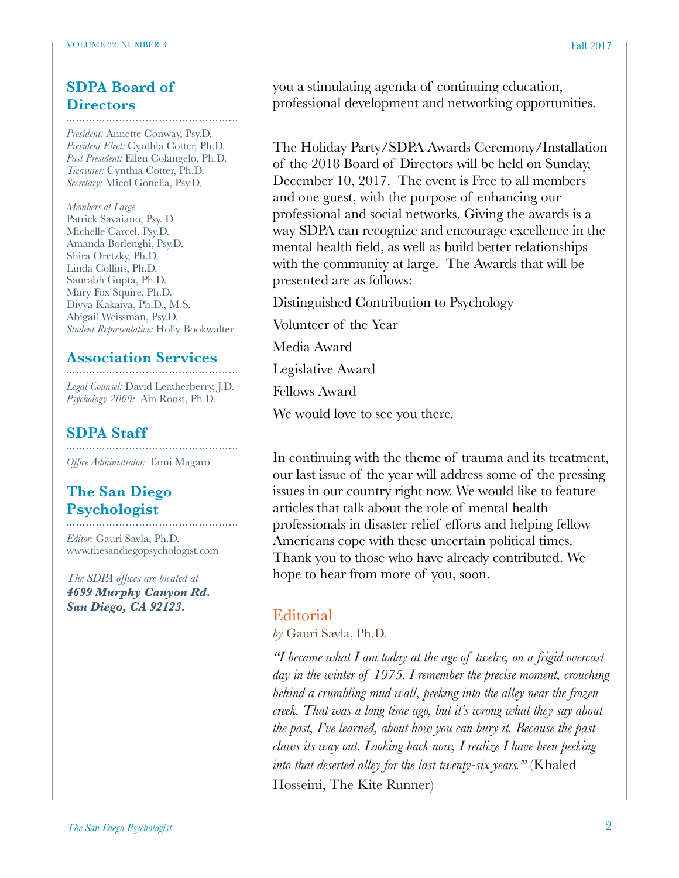## SDPA Board of Directors

*President:* Annette Conway, Psy.D.
*President Elect:* Cynthia Cotter, Ph.D.
*Past President:* Ellen Colangelo, Ph.D.
*Treasurer:* Cynthia Cotter, Ph.D.
*Secretary:* Micol Gonella, Psy.D.

*Members at Large*
Patrick Savaiano, Psy. D.
Michelle Carcel, Psy.D.
Amanda Borlenghi, Psy.D.
Shira Oretzky, Ph.D.
Linda Collins, Ph.D.
Saurabh Gupta, Ph.D.
Mary Fox Squire, Ph.D.
Divya Kakaiya, Ph.D., M.S.
Abigail Weissman, Psy.D.
*Student Representative:* Holly Bookwalter

## Association Services

*Legal Counsel:* David Leatherberry, J.D.
*Psychology 2000:* Ain Roost, Ph.D.

## SDPA Staff

*Office Administrator:* Tami Magaro

## The San Diego Psychologist

*Editor:* Gauri Savla, Ph.D.
www.thesandiegopsychologist.com

*The SDPA offices are located at*
***4699 Murphy Canyon Rd.***
***San Diego, CA 92123.***

you a stimulating agenda of continuing education, professional development and networking opportunities.

The Holiday Party/SDPA Awards Ceremony/Installation of the 2018 Board of Directors will be held on Sunday, December 10, 2017. The event is Free to all members and one guest, with the purpose of enhancing our professional and social networks. Giving the awards is a way SDPA can recognize and encourage excellence in the mental health field, as well as build better relationships with the community at large. The Awards that will be presented are as follows:

Distinguished Contribution to Psychology

Volunteer of the Year

Media Award

Legislative Award

Fellows Award

We would love to see you there.

In continuing with the theme of trauma and its treatment, our last issue of the year will address some of the pressing issues in our country right now. We would like to feature articles that talk about the role of mental health professionals in disaster relief efforts and helping fellow Americans cope with these uncertain political times. Thank you to those who have already contributed. We hope to hear from more of you, soon.

## Editorial

*by* Gauri Savla, Ph.D.

*"I became what I am today at the age of twelve, on a frigid overcast day in the winter of 1975. I remember the precise moment, crouching behind a crumbling mud wall, peeking into the alley near the frozen creek. That was a long time ago, but it's wrong what they say about the past, I've learned, about how you can bury it. Because the past claws its way out. Looking back now, I realize I have been peeking into that deserted alley for the last twenty-six years."* (Khaled Hosseini, The Kite Runner)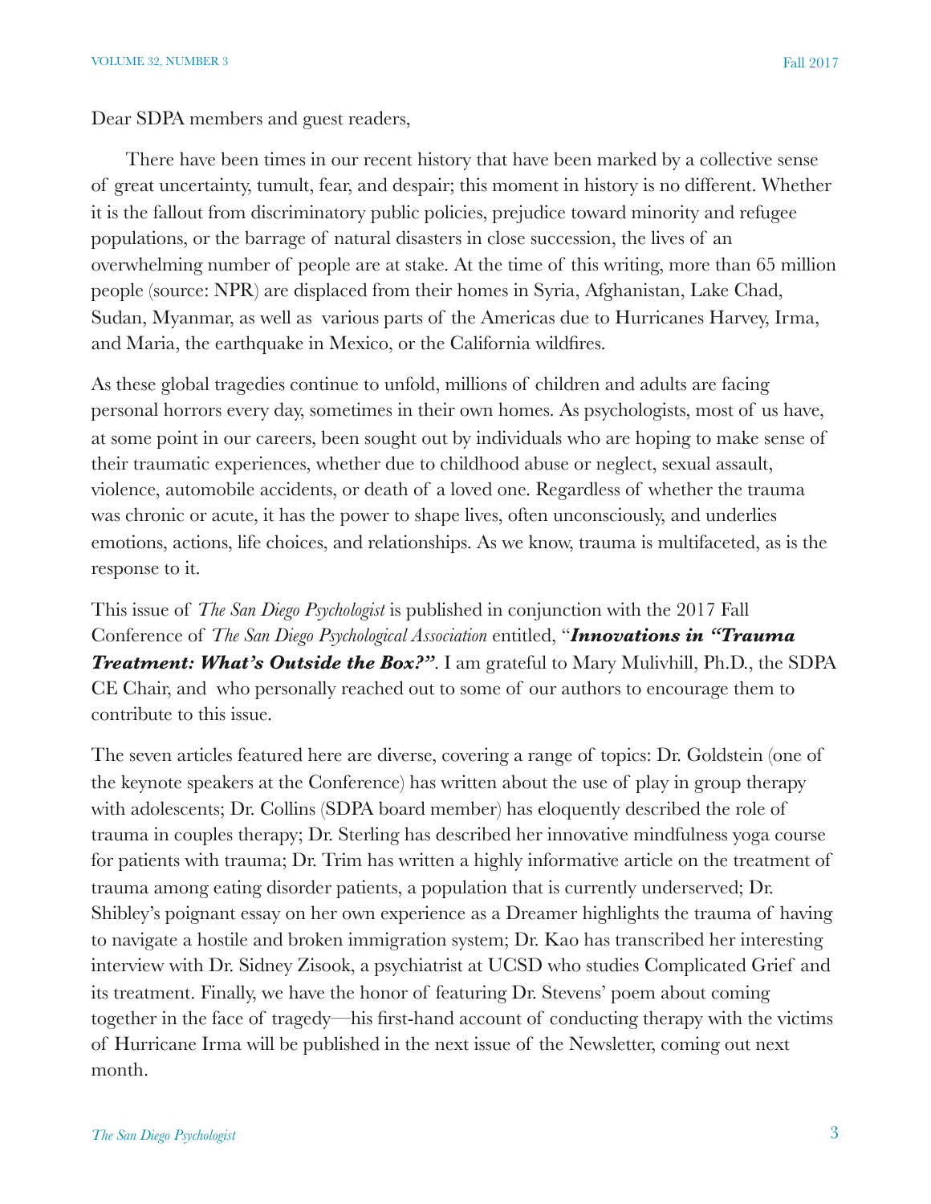Dear SDPA members and guest readers,

There have been times in our recent history that have been marked by a collective sense of great uncertainty, tumult, fear, and despair; this moment in history is no different. Whether it is the fallout from discriminatory public policies, prejudice toward minority and refugee populations, or the barrage of natural disasters in close succession, the lives of an overwhelming number of people are at stake. At the time of this writing, more than 65 million people (source: NPR) are displaced from their homes in Syria, Afghanistan, Lake Chad, Sudan, Myanmar, as well as various parts of the Americas due to Hurricanes Harvey, Irma, and Maria, the earthquake in Mexico, or the California wildfires.

As these global tragedies continue to unfold, millions of children and adults are facing personal horrors every day, sometimes in their own homes. As psychologists, most of us have, at some point in our careers, been sought out by individuals who are hoping to make sense of their traumatic experiences, whether due to childhood abuse or neglect, sexual assault, violence, automobile accidents, or death of a loved one. Regardless of whether the trauma was chronic or acute, it has the power to shape lives, often unconsciously, and underlies emotions, actions, life choices, and relationships. As we know, trauma is multifaceted, as is the response to it.

This issue of *The San Diego Psychologist* is published in conjunction with the 2017 Fall Conference of *The San Diego Psychological Association* entitled, "***Innovations in "Trauma Treatment: What's Outside the Box?"***. I am grateful to Mary Mulivhill, Ph.D., the SDPA CE Chair, and who personally reached out to some of our authors to encourage them to contribute to this issue.

The seven articles featured here are diverse, covering a range of topics: Dr. Goldstein (one of the keynote speakers at the Conference) has written about the use of play in group therapy with adolescents; Dr. Collins (SDPA board member) has eloquently described the role of trauma in couples therapy; Dr. Sterling has described her innovative mindfulness yoga course for patients with trauma; Dr. Trim has written a highly informative article on the treatment of trauma among eating disorder patients, a population that is currently underserved; Dr. Shibley's poignant essay on her own experience as a Dreamer highlights the trauma of having to navigate a hostile and broken immigration system; Dr. Kao has transcribed her interesting interview with Dr. Sidney Zisook, a psychiatrist at UCSD who studies Complicated Grief and its treatment. Finally, we have the honor of featuring Dr. Stevens' poem about coming together in the face of tragedy—his first-hand account of conducting therapy with the victims of Hurricane Irma will be published in the next issue of the Newsletter, coming out next month.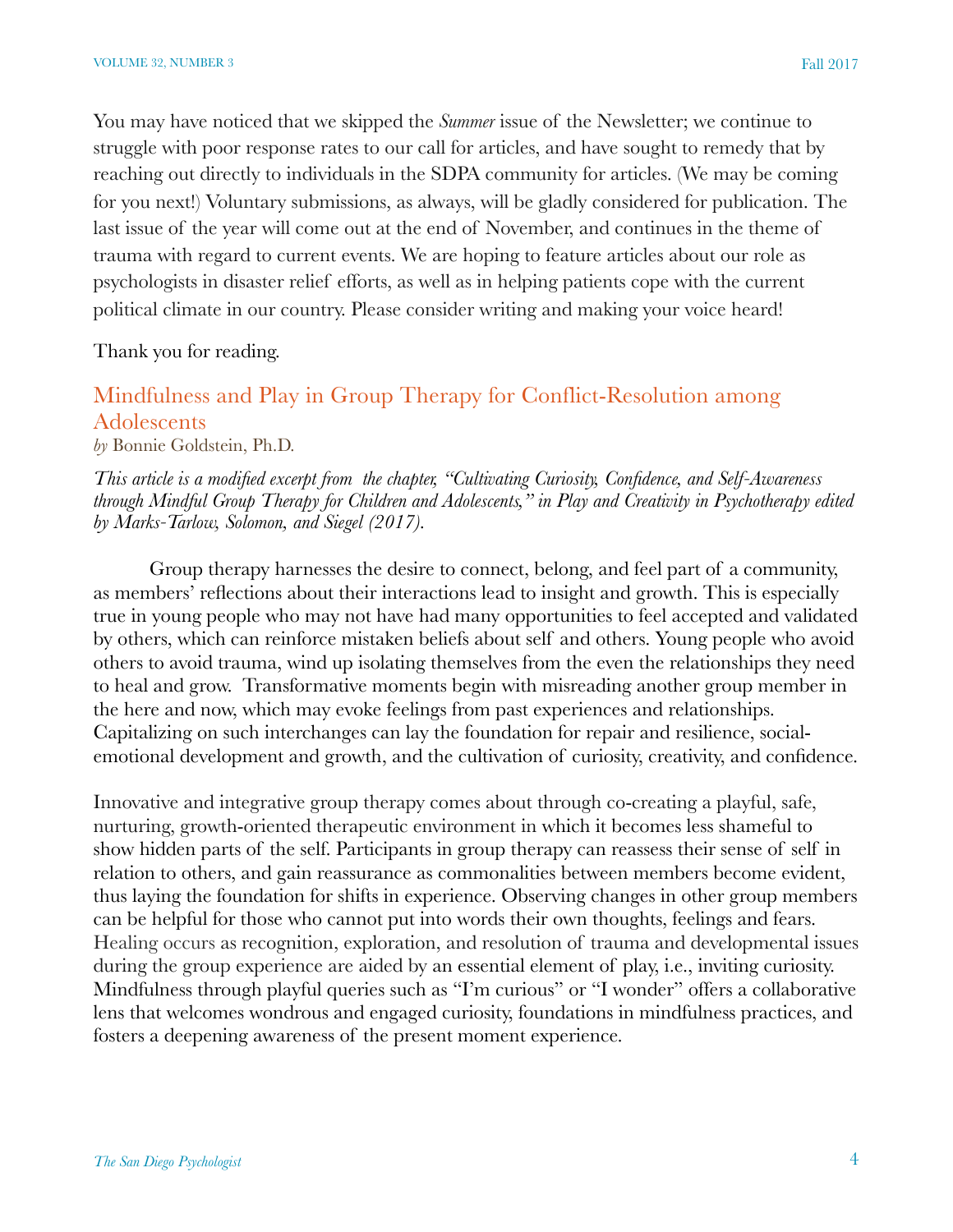You may have noticed that we skipped the *Summer* issue of the Newsletter; we continue to struggle with poor response rates to our call for articles, and have sought to remedy that by reaching out directly to individuals in the SDPA community for articles. (We may be coming for you next!) Voluntary submissions, as always, will be gladly considered for publication. The last issue of the year will come out at the end of November, and continues in the theme of trauma with regard to current events. We are hoping to feature articles about our role as psychologists in disaster relief efforts, as well as in helping patients cope with the current political climate in our country. Please consider writing and making your voice heard!

Thank you for reading.

## Mindfulness and Play in Group Therapy for Conflict-Resolution among Adolescents

*by* Bonnie Goldstein, Ph.D.

*This article is a modified excerpt from the chapter, "Cultivating Curiosity, Confidence, and Self-Awareness through Mindful Group Therapy for Children and Adolescents," in Play and Creativity in Psychotherapy edited by Marks-Tarlow, Solomon, and Siegel (2017).*

Group therapy harnesses the desire to connect, belong, and feel part of a community, as members' reflections about their interactions lead to insight and growth. This is especially true in young people who may not have had many opportunities to feel accepted and validated by others, which can reinforce mistaken beliefs about self and others. Young people who avoid others to avoid trauma, wind up isolating themselves from the even the relationships they need to heal and grow. Transformative moments begin with misreading another group member in the here and now, which may evoke feelings from past experiences and relationships. Capitalizing on such interchanges can lay the foundation for repair and resilience, social-emotional development and growth, and the cultivation of curiosity, creativity, and confidence.

Innovative and integrative group therapy comes about through co-creating a playful, safe, nurturing, growth-oriented therapeutic environment in which it becomes less shameful to show hidden parts of the self. Participants in group therapy can reassess their sense of self in relation to others, and gain reassurance as commonalities between members become evident, thus laying the foundation for shifts in experience. Observing changes in other group members can be helpful for those who cannot put into words their own thoughts, feelings and fears. Healing occurs as recognition, exploration, and resolution of trauma and developmental issues during the group experience are aided by an essential element of play, i.e., inviting curiosity. Mindfulness through playful queries such as "I'm curious" or "I wonder" offers a collaborative lens that welcomes wondrous and engaged curiosity, foundations in mindfulness practices, and fosters a deepening awareness of the present moment experience.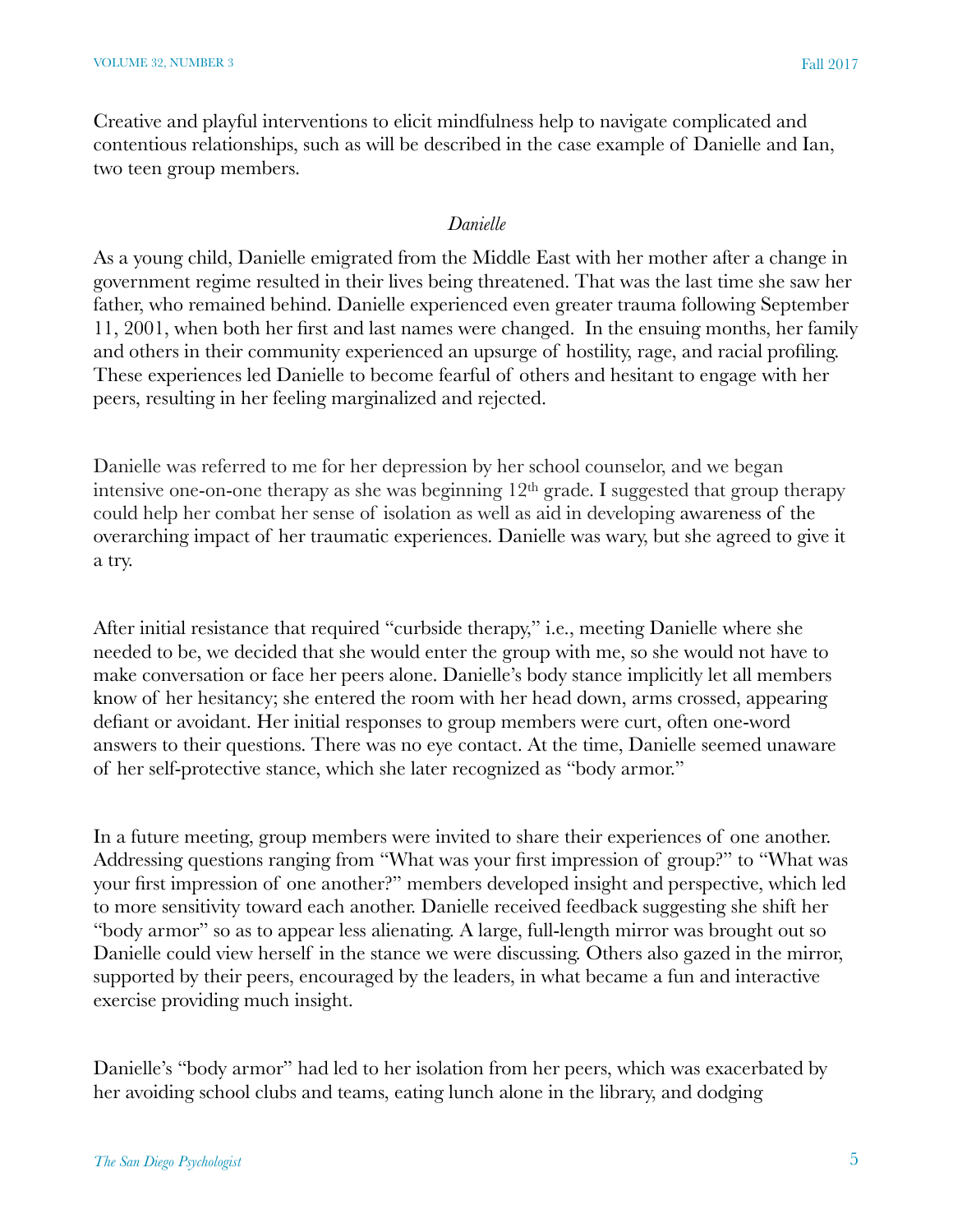Creative and playful interventions to elicit mindfulness help to navigate complicated and contentious relationships, such as will be described in the case example of Danielle and Ian, two teen group members.

*Danielle*

As a young child, Danielle emigrated from the Middle East with her mother after a change in government regime resulted in their lives being threatened. That was the last time she saw her father, who remained behind. Danielle experienced even greater trauma following September 11, 2001, when both her first and last names were changed. In the ensuing months, her family and others in their community experienced an upsurge of hostility, rage, and racial profiling. These experiences led Danielle to become fearful of others and hesitant to engage with her peers, resulting in her feeling marginalized and rejected.

Danielle was referred to me for her depression by her school counselor, and we began intensive one-on-one therapy as she was beginning 12th grade. I suggested that group therapy could help her combat her sense of isolation as well as aid in developing awareness of the overarching impact of her traumatic experiences. Danielle was wary, but she agreed to give it a try.

After initial resistance that required "curbside therapy," i.e., meeting Danielle where she needed to be, we decided that she would enter the group with me, so she would not have to make conversation or face her peers alone. Danielle's body stance implicitly let all members know of her hesitancy; she entered the room with her head down, arms crossed, appearing defiant or avoidant. Her initial responses to group members were curt, often one-word answers to their questions. There was no eye contact. At the time, Danielle seemed unaware of her self-protective stance, which she later recognized as "body armor."

In a future meeting, group members were invited to share their experiences of one another. Addressing questions ranging from "What was your first impression of group?" to "What was your first impression of one another?" members developed insight and perspective, which led to more sensitivity toward each another. Danielle received feedback suggesting she shift her "body armor" so as to appear less alienating. A large, full-length mirror was brought out so Danielle could view herself in the stance we were discussing. Others also gazed in the mirror, supported by their peers, encouraged by the leaders, in what became a fun and interactive exercise providing much insight.

Danielle's "body armor" had led to her isolation from her peers, which was exacerbated by her avoiding school clubs and teams, eating lunch alone in the library, and dodging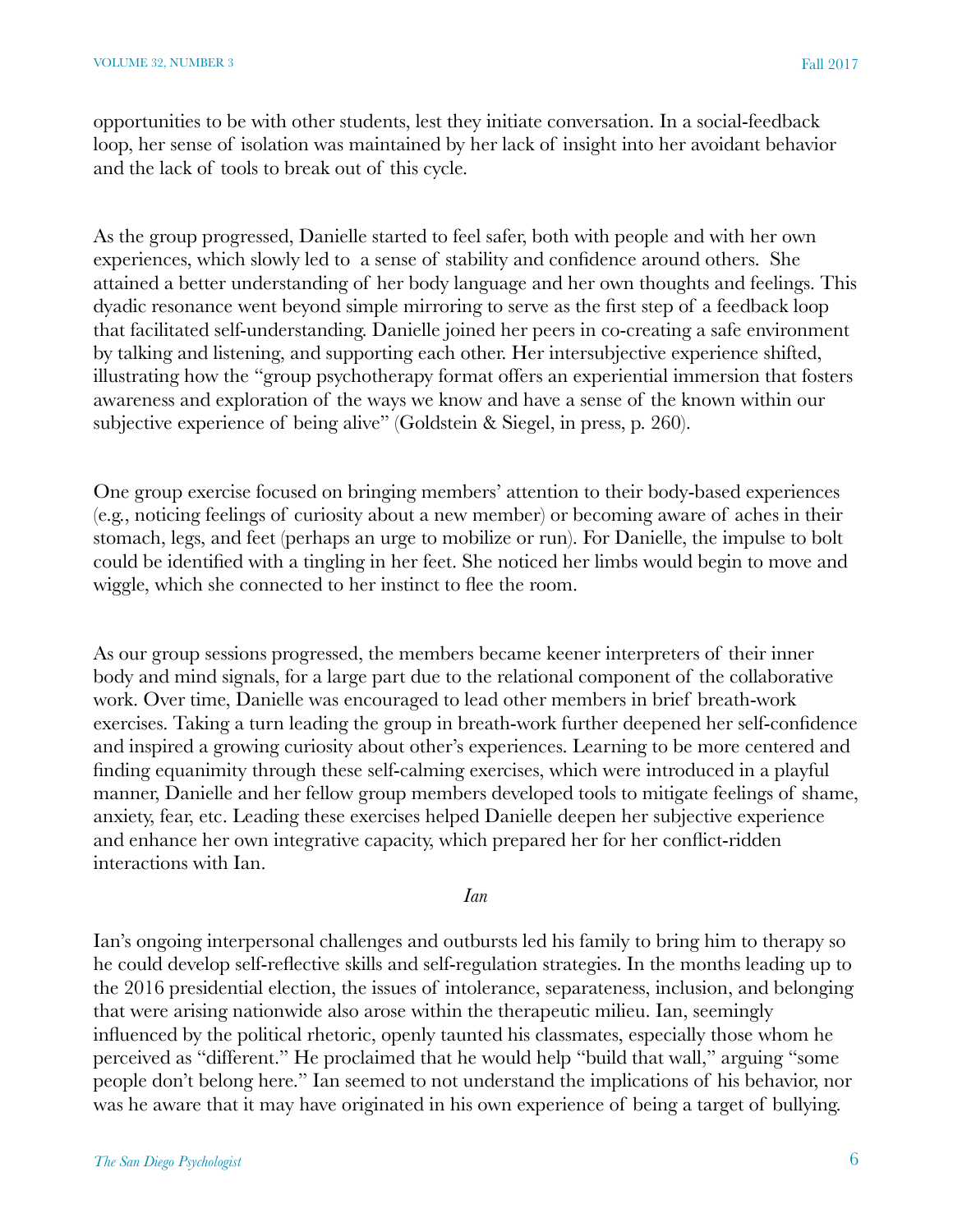opportunities to be with other students, lest they initiate conversation. In a social-feedback loop, her sense of isolation was maintained by her lack of insight into her avoidant behavior and the lack of tools to break out of this cycle.

As the group progressed, Danielle started to feel safer, both with people and with her own experiences, which slowly led to a sense of stability and confidence around others. She attained a better understanding of her body language and her own thoughts and feelings. This dyadic resonance went beyond simple mirroring to serve as the first step of a feedback loop that facilitated self-understanding. Danielle joined her peers in co-creating a safe environment by talking and listening, and supporting each other. Her intersubjective experience shifted, illustrating how the "group psychotherapy format offers an experiential immersion that fosters awareness and exploration of the ways we know and have a sense of the known within our subjective experience of being alive" (Goldstein & Siegel, in press, p. 260).

One group exercise focused on bringing members' attention to their body-based experiences (e.g., noticing feelings of curiosity about a new member) or becoming aware of aches in their stomach, legs, and feet (perhaps an urge to mobilize or run). For Danielle, the impulse to bolt could be identified with a tingling in her feet. She noticed her limbs would begin to move and wiggle, which she connected to her instinct to flee the room.

As our group sessions progressed, the members became keener interpreters of their inner body and mind signals, for a large part due to the relational component of the collaborative work. Over time, Danielle was encouraged to lead other members in brief breath-work exercises. Taking a turn leading the group in breath-work further deepened her self-confidence and inspired a growing curiosity about other's experiences. Learning to be more centered and finding equanimity through these self-calming exercises, which were introduced in a playful manner, Danielle and her fellow group members developed tools to mitigate feelings of shame, anxiety, fear, etc. Leading these exercises helped Danielle deepen her subjective experience and enhance her own integrative capacity, which prepared her for her conflict-ridden interactions with Ian.

*Ian*

Ian's ongoing interpersonal challenges and outbursts led his family to bring him to therapy so he could develop self-reflective skills and self-regulation strategies. In the months leading up to the 2016 presidential election, the issues of intolerance, separateness, inclusion, and belonging that were arising nationwide also arose within the therapeutic milieu. Ian, seemingly influenced by the political rhetoric, openly taunted his classmates, especially those whom he perceived as "different." He proclaimed that he would help "build that wall," arguing "some people don't belong here." Ian seemed to not understand the implications of his behavior, nor was he aware that it may have originated in his own experience of being a target of bullying.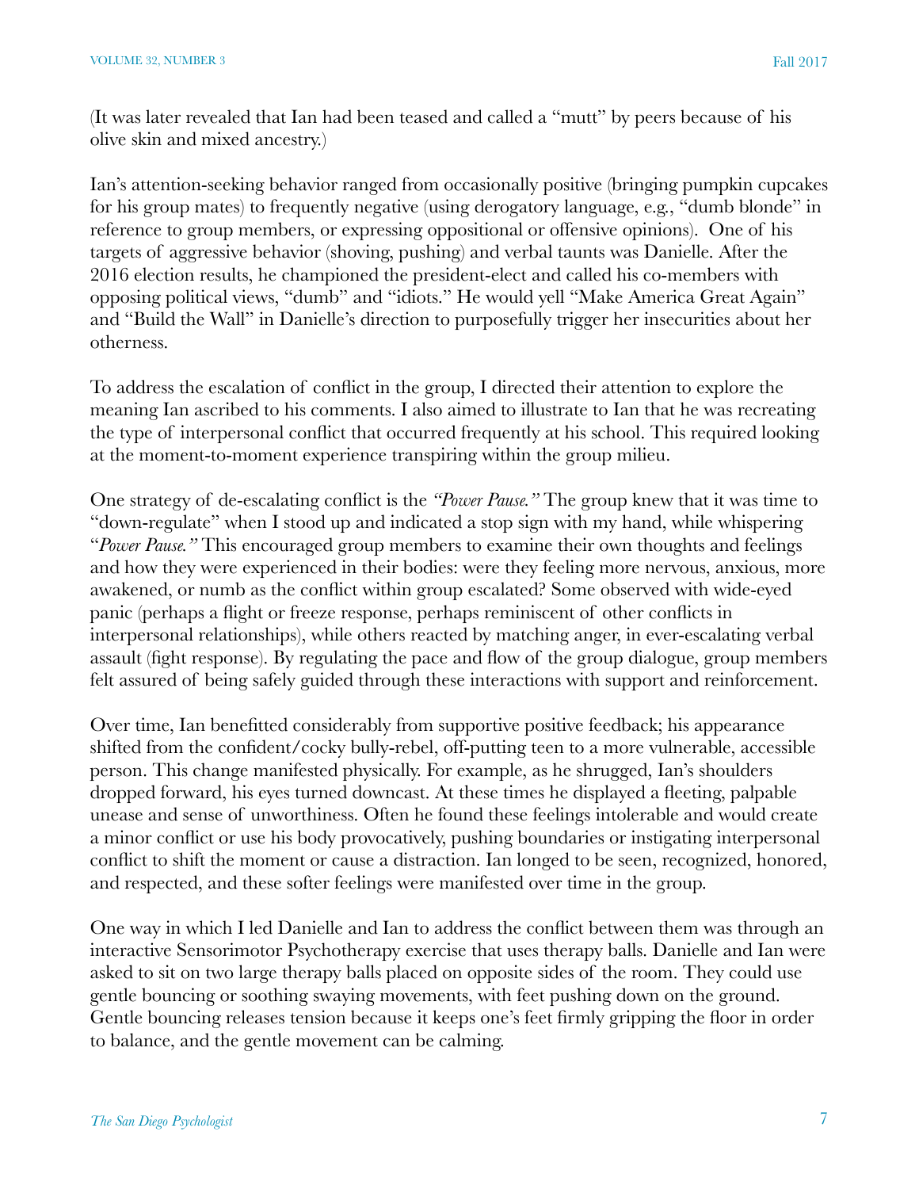(It was later revealed that Ian had been teased and called a "mutt" by peers because of his olive skin and mixed ancestry.)

Ian's attention-seeking behavior ranged from occasionally positive (bringing pumpkin cupcakes for his group mates) to frequently negative (using derogatory language, e.g., "dumb blonde" in reference to group members, or expressing oppositional or offensive opinions). One of his targets of aggressive behavior (shoving, pushing) and verbal taunts was Danielle. After the 2016 election results, he championed the president-elect and called his co-members with opposing political views, "dumb" and "idiots." He would yell "Make America Great Again" and "Build the Wall" in Danielle's direction to purposefully trigger her insecurities about her otherness.

To address the escalation of conflict in the group, I directed their attention to explore the meaning Ian ascribed to his comments. I also aimed to illustrate to Ian that he was recreating the type of interpersonal conflict that occurred frequently at his school. This required looking at the moment-to-moment experience transpiring within the group milieu.

One strategy of de-escalating conflict is the *"Power Pause."* The group knew that it was time to "down-regulate" when I stood up and indicated a stop sign with my hand, while whispering "*Power Pause.*" This encouraged group members to examine their own thoughts and feelings and how they were experienced in their bodies: were they feeling more nervous, anxious, more awakened, or numb as the conflict within group escalated? Some observed with wide-eyed panic (perhaps a flight or freeze response, perhaps reminiscent of other conflicts in interpersonal relationships), while others reacted by matching anger, in ever-escalating verbal assault (fight response). By regulating the pace and flow of the group dialogue, group members felt assured of being safely guided through these interactions with support and reinforcement.

Over time, Ian benefitted considerably from supportive positive feedback; his appearance shifted from the confident/cocky bully-rebel, off-putting teen to a more vulnerable, accessible person. This change manifested physically. For example, as he shrugged, Ian's shoulders dropped forward, his eyes turned downcast. At these times he displayed a fleeting, palpable unease and sense of unworthiness. Often he found these feelings intolerable and would create a minor conflict or use his body provocatively, pushing boundaries or instigating interpersonal conflict to shift the moment or cause a distraction. Ian longed to be seen, recognized, honored, and respected, and these softer feelings were manifested over time in the group.

One way in which I led Danielle and Ian to address the conflict between them was through an interactive Sensorimotor Psychotherapy exercise that uses therapy balls. Danielle and Ian were asked to sit on two large therapy balls placed on opposite sides of the room. They could use gentle bouncing or soothing swaying movements, with feet pushing down on the ground. Gentle bouncing releases tension because it keeps one's feet firmly gripping the floor in order to balance, and the gentle movement can be calming.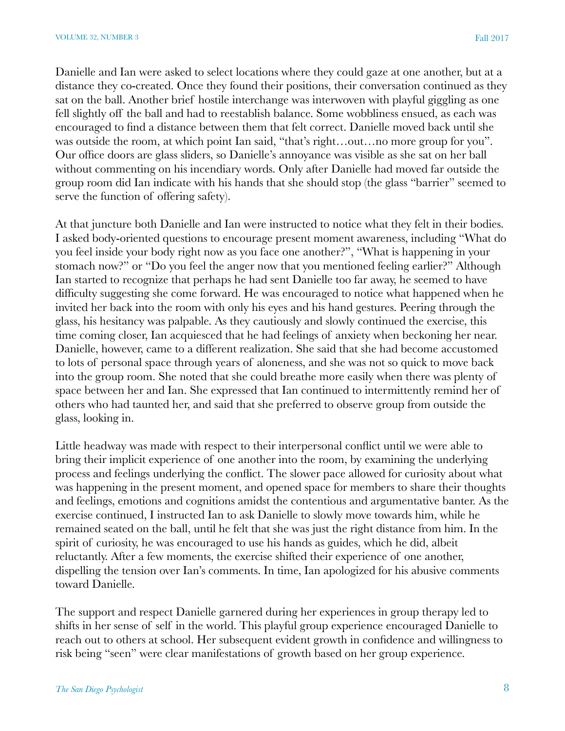Danielle and Ian were asked to select locations where they could gaze at one another, but at a distance they co-created. Once they found their positions, their conversation continued as they sat on the ball. Another brief hostile interchange was interwoven with playful giggling as one fell slightly off the ball and had to reestablish balance. Some wobbliness ensued, as each was encouraged to find a distance between them that felt correct. Danielle moved back until she was outside the room, at which point Ian said, "that's right…out…no more group for you". Our office doors are glass sliders, so Danielle's annoyance was visible as she sat on her ball without commenting on his incendiary words. Only after Danielle had moved far outside the group room did Ian indicate with his hands that she should stop (the glass "barrier" seemed to serve the function of offering safety).

At that juncture both Danielle and Ian were instructed to notice what they felt in their bodies. I asked body-oriented questions to encourage present moment awareness, including "What do you feel inside your body right now as you face one another?", "What is happening in your stomach now?" or "Do you feel the anger now that you mentioned feeling earlier?" Although Ian started to recognize that perhaps he had sent Danielle too far away, he seemed to have difficulty suggesting she come forward. He was encouraged to notice what happened when he invited her back into the room with only his eyes and his hand gestures. Peering through the glass, his hesitancy was palpable. As they cautiously and slowly continued the exercise, this time coming closer, Ian acquiesced that he had feelings of anxiety when beckoning her near. Danielle, however, came to a different realization. She said that she had become accustomed to lots of personal space through years of aloneness, and she was not so quick to move back into the group room. She noted that she could breathe more easily when there was plenty of space between her and Ian. She expressed that Ian continued to intermittently remind her of others who had taunted her, and said that she preferred to observe group from outside the glass, looking in.

Little headway was made with respect to their interpersonal conflict until we were able to bring their implicit experience of one another into the room, by examining the underlying process and feelings underlying the conflict. The slower pace allowed for curiosity about what was happening in the present moment, and opened space for members to share their thoughts and feelings, emotions and cognitions amidst the contentious and argumentative banter. As the exercise continued, I instructed Ian to ask Danielle to slowly move towards him, while he remained seated on the ball, until he felt that she was just the right distance from him. In the spirit of curiosity, he was encouraged to use his hands as guides, which he did, albeit reluctantly. After a few moments, the exercise shifted their experience of one another, dispelling the tension over Ian's comments. In time, Ian apologized for his abusive comments toward Danielle.

The support and respect Danielle garnered during her experiences in group therapy led to shifts in her sense of self in the world. This playful group experience encouraged Danielle to reach out to others at school. Her subsequent evident growth in confidence and willingness to risk being "seen" were clear manifestations of growth based on her group experience.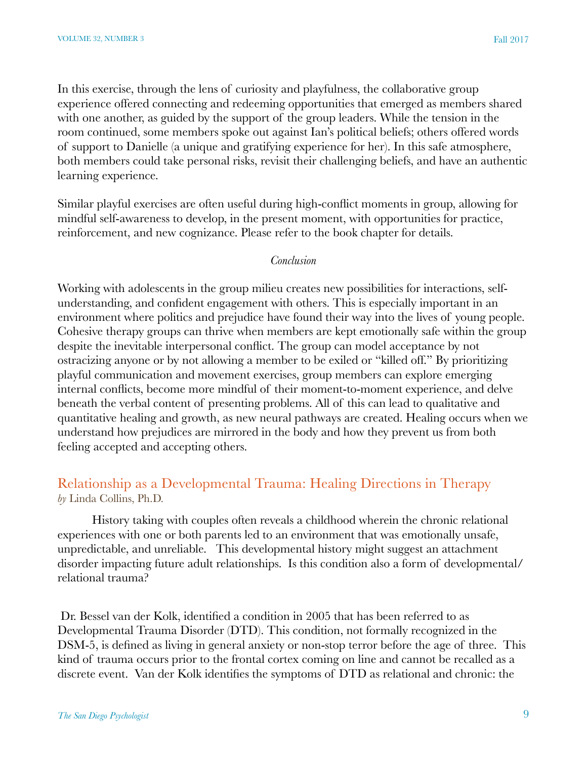In this exercise, through the lens of curiosity and playfulness, the collaborative group experience offered connecting and redeeming opportunities that emerged as members shared with one another, as guided by the support of the group leaders. While the tension in the room continued, some members spoke out against Ian's political beliefs; others offered words of support to Danielle (a unique and gratifying experience for her). In this safe atmosphere, both members could take personal risks, revisit their challenging beliefs, and have an authentic learning experience.

Similar playful exercises are often useful during high-conflict moments in group, allowing for mindful self-awareness to develop, in the present moment, with opportunities for practice, reinforcement, and new cognizance. Please refer to the book chapter for details.

*Conclusion*

Working with adolescents in the group milieu creates new possibilities for interactions, self-understanding, and confident engagement with others. This is especially important in an environment where politics and prejudice have found their way into the lives of young people. Cohesive therapy groups can thrive when members are kept emotionally safe within the group despite the inevitable interpersonal conflict. The group can model acceptance by not ostracizing anyone or by not allowing a member to be exiled or "killed off." By prioritizing playful communication and movement exercises, group members can explore emerging internal conflicts, become more mindful of their moment-to-moment experience, and delve beneath the verbal content of presenting problems. All of this can lead to qualitative and quantitative healing and growth, as new neural pathways are created. Healing occurs when we understand how prejudices are mirrored in the body and how they prevent us from both feeling accepted and accepting others.

## Relationship as a Developmental Trauma: Healing Directions in Therapy

*by* Linda Collins, Ph.D.

History taking with couples often reveals a childhood wherein the chronic relational experiences with one or both parents led to an environment that was emotionally unsafe, unpredictable, and unreliable. This developmental history might suggest an attachment disorder impacting future adult relationships. Is this condition also a form of developmental/relational trauma?

Dr. Bessel van der Kolk, identified a condition in 2005 that has been referred to as Developmental Trauma Disorder (DTD). This condition, not formally recognized in the DSM-5, is defined as living in general anxiety or non-stop terror before the age of three. This kind of trauma occurs prior to the frontal cortex coming on line and cannot be recalled as a discrete event. Van der Kolk identifies the symptoms of DTD as relational and chronic: the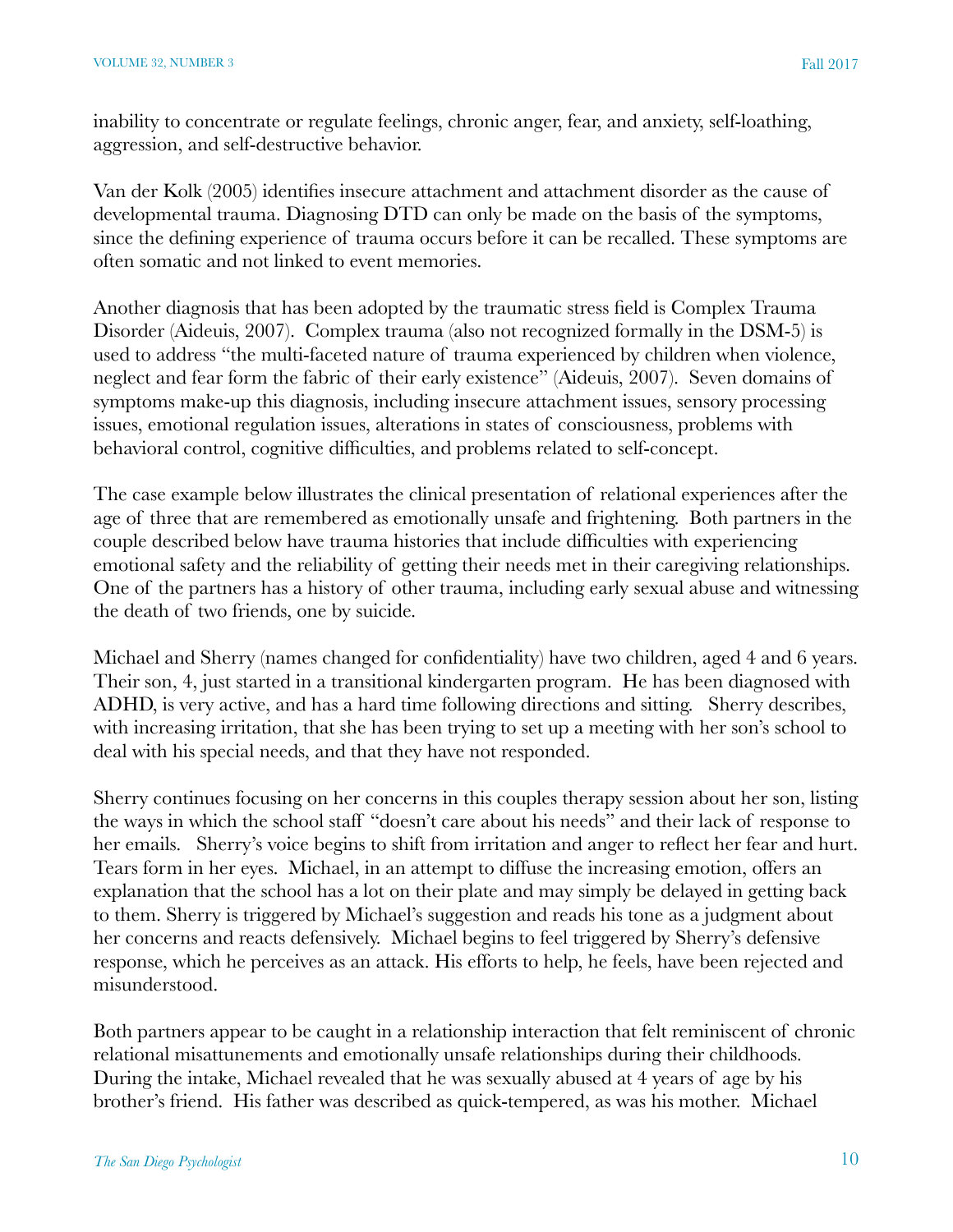inability to concentrate or regulate feelings, chronic anger, fear, and anxiety, self-loathing, aggression, and self-destructive behavior.

Van der Kolk (2005) identifies insecure attachment and attachment disorder as the cause of developmental trauma. Diagnosing DTD can only be made on the basis of the symptoms, since the defining experience of trauma occurs before it can be recalled. These symptoms are often somatic and not linked to event memories.

Another diagnosis that has been adopted by the traumatic stress field is Complex Trauma Disorder (Aideuis, 2007). Complex trauma (also not recognized formally in the DSM-5) is used to address "the multi-faceted nature of trauma experienced by children when violence, neglect and fear form the fabric of their early existence" (Aideuis, 2007). Seven domains of symptoms make-up this diagnosis, including insecure attachment issues, sensory processing issues, emotional regulation issues, alterations in states of consciousness, problems with behavioral control, cognitive difficulties, and problems related to self-concept.

The case example below illustrates the clinical presentation of relational experiences after the age of three that are remembered as emotionally unsafe and frightening. Both partners in the couple described below have trauma histories that include difficulties with experiencing emotional safety and the reliability of getting their needs met in their caregiving relationships. One of the partners has a history of other trauma, including early sexual abuse and witnessing the death of two friends, one by suicide.

Michael and Sherry (names changed for confidentiality) have two children, aged 4 and 6 years. Their son, 4, just started in a transitional kindergarten program. He has been diagnosed with ADHD, is very active, and has a hard time following directions and sitting. Sherry describes, with increasing irritation, that she has been trying to set up a meeting with her son's school to deal with his special needs, and that they have not responded.

Sherry continues focusing on her concerns in this couples therapy session about her son, listing the ways in which the school staff "doesn't care about his needs" and their lack of response to her emails. Sherry's voice begins to shift from irritation and anger to reflect her fear and hurt. Tears form in her eyes. Michael, in an attempt to diffuse the increasing emotion, offers an explanation that the school has a lot on their plate and may simply be delayed in getting back to them. Sherry is triggered by Michael's suggestion and reads his tone as a judgment about her concerns and reacts defensively. Michael begins to feel triggered by Sherry's defensive response, which he perceives as an attack. His efforts to help, he feels, have been rejected and misunderstood.

Both partners appear to be caught in a relationship interaction that felt reminiscent of chronic relational misattunements and emotionally unsafe relationships during their childhoods. During the intake, Michael revealed that he was sexually abused at 4 years of age by his brother's friend. His father was described as quick-tempered, as was his mother. Michael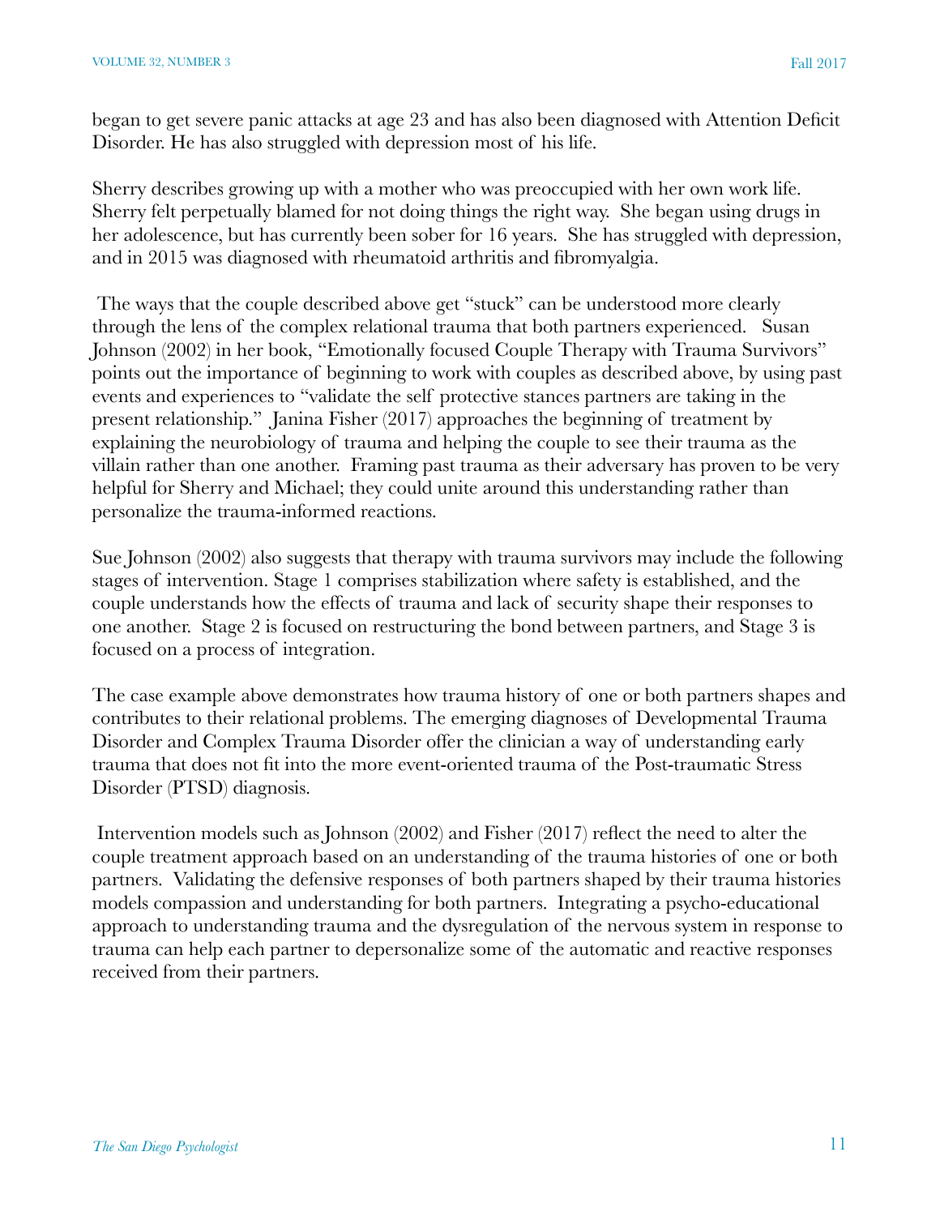began to get severe panic attacks at age 23 and has also been diagnosed with Attention Deficit Disorder. He has also struggled with depression most of his life.

Sherry describes growing up with a mother who was preoccupied with her own work life. Sherry felt perpetually blamed for not doing things the right way. She began using drugs in her adolescence, but has currently been sober for 16 years. She has struggled with depression, and in 2015 was diagnosed with rheumatoid arthritis and fibromyalgia.

The ways that the couple described above get "stuck" can be understood more clearly through the lens of the complex relational trauma that both partners experienced. Susan Johnson (2002) in her book, "Emotionally focused Couple Therapy with Trauma Survivors" points out the importance of beginning to work with couples as described above, by using past events and experiences to "validate the self protective stances partners are taking in the present relationship." Janina Fisher (2017) approaches the beginning of treatment by explaining the neurobiology of trauma and helping the couple to see their trauma as the villain rather than one another. Framing past trauma as their adversary has proven to be very helpful for Sherry and Michael; they could unite around this understanding rather than personalize the trauma-informed reactions.

Sue Johnson (2002) also suggests that therapy with trauma survivors may include the following stages of intervention. Stage 1 comprises stabilization where safety is established, and the couple understands how the effects of trauma and lack of security shape their responses to one another. Stage 2 is focused on restructuring the bond between partners, and Stage 3 is focused on a process of integration.

The case example above demonstrates how trauma history of one or both partners shapes and contributes to their relational problems. The emerging diagnoses of Developmental Trauma Disorder and Complex Trauma Disorder offer the clinician a way of understanding early trauma that does not fit into the more event-oriented trauma of the Post-traumatic Stress Disorder (PTSD) diagnosis.

Intervention models such as Johnson (2002) and Fisher (2017) reflect the need to alter the couple treatment approach based on an understanding of the trauma histories of one or both partners. Validating the defensive responses of both partners shaped by their trauma histories models compassion and understanding for both partners. Integrating a psycho-educational approach to understanding trauma and the dysregulation of the nervous system in response to trauma can help each partner to depersonalize some of the automatic and reactive responses received from their partners.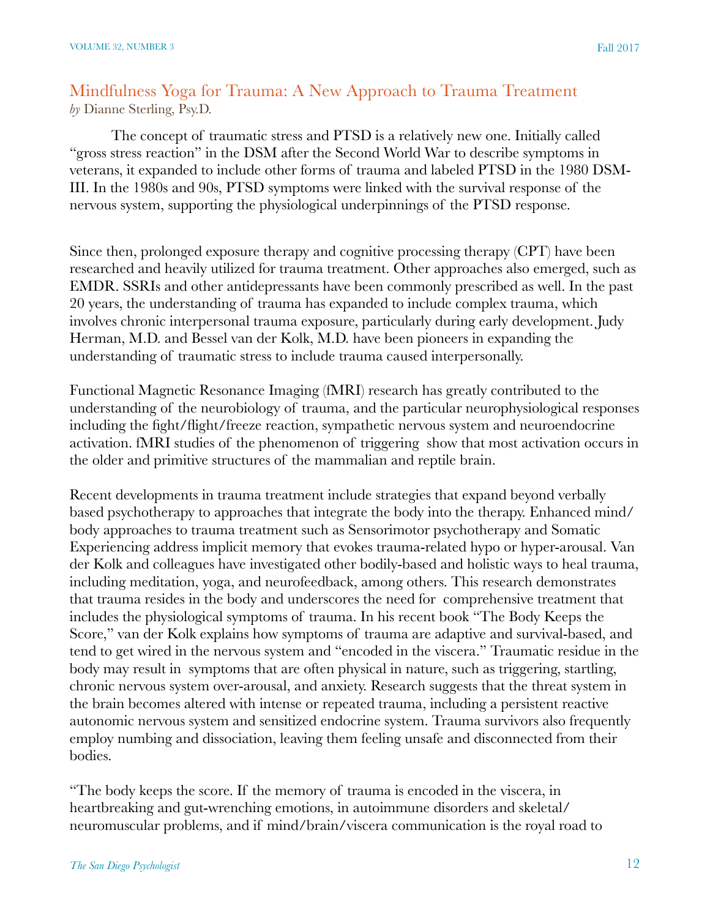## Mindfulness Yoga for Trauma: A New Approach to Trauma Treatment

*by* Dianne Sterling, Psy.D.

The concept of traumatic stress and PTSD is a relatively new one. Initially called "gross stress reaction" in the DSM after the Second World War to describe symptoms in veterans, it expanded to include other forms of trauma and labeled PTSD in the 1980 DSM-III. In the 1980s and 90s, PTSD symptoms were linked with the survival response of the nervous system, supporting the physiological underpinnings of the PTSD response.

Since then, prolonged exposure therapy and cognitive processing therapy (CPT) have been researched and heavily utilized for trauma treatment. Other approaches also emerged, such as EMDR. SSRIs and other antidepressants have been commonly prescribed as well. In the past 20 years, the understanding of trauma has expanded to include complex trauma, which involves chronic interpersonal trauma exposure, particularly during early development. Judy Herman, M.D. and Bessel van der Kolk, M.D. have been pioneers in expanding the understanding of traumatic stress to include trauma caused interpersonally.

Functional Magnetic Resonance Imaging (fMRI) research has greatly contributed to the understanding of the neurobiology of trauma, and the particular neurophysiological responses including the fight/flight/freeze reaction, sympathetic nervous system and neuroendocrine activation. fMRI studies of the phenomenon of triggering show that most activation occurs in the older and primitive structures of the mammalian and reptile brain.

Recent developments in trauma treatment include strategies that expand beyond verbally based psychotherapy to approaches that integrate the body into the therapy. Enhanced mind/body approaches to trauma treatment such as Sensorimotor psychotherapy and Somatic Experiencing address implicit memory that evokes trauma-related hypo or hyper-arousal. Van der Kolk and colleagues have investigated other bodily-based and holistic ways to heal trauma, including meditation, yoga, and neurofeedback, among others. This research demonstrates that trauma resides in the body and underscores the need for comprehensive treatment that includes the physiological symptoms of trauma. In his recent book "The Body Keeps the Score," van der Kolk explains how symptoms of trauma are adaptive and survival-based, and tend to get wired in the nervous system and "encoded in the viscera." Traumatic residue in the body may result in symptoms that are often physical in nature, such as triggering, startling, chronic nervous system over-arousal, and anxiety. Research suggests that the threat system in the brain becomes altered with intense or repeated trauma, including a persistent reactive autonomic nervous system and sensitized endocrine system. Trauma survivors also frequently employ numbing and dissociation, leaving them feeling unsafe and disconnected from their bodies.

"The body keeps the score. If the memory of trauma is encoded in the viscera, in heartbreaking and gut-wrenching emotions, in autoimmune disorders and skeletal/neuromuscular problems, and if mind/brain/viscera communication is the royal road to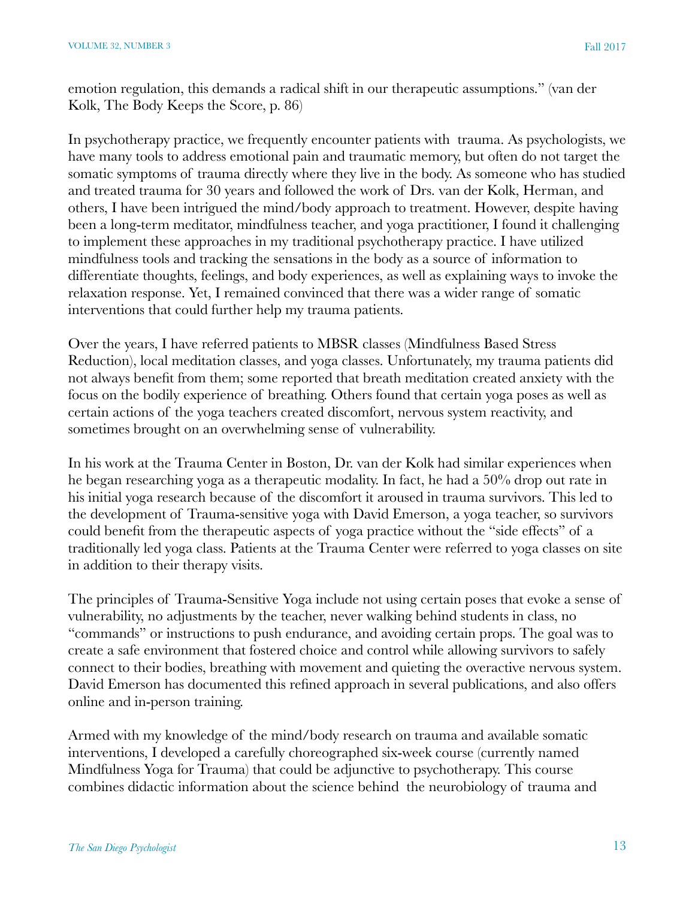emotion regulation, this demands a radical shift in our therapeutic assumptions." (van der Kolk, The Body Keeps the Score, p. 86)

In psychotherapy practice, we frequently encounter patients with trauma. As psychologists, we have many tools to address emotional pain and traumatic memory, but often do not target the somatic symptoms of trauma directly where they live in the body. As someone who has studied and treated trauma for 30 years and followed the work of Drs. van der Kolk, Herman, and others, I have been intrigued the mind/body approach to treatment. However, despite having been a long-term meditator, mindfulness teacher, and yoga practitioner, I found it challenging to implement these approaches in my traditional psychotherapy practice. I have utilized mindfulness tools and tracking the sensations in the body as a source of information to differentiate thoughts, feelings, and body experiences, as well as explaining ways to invoke the relaxation response. Yet, I remained convinced that there was a wider range of somatic interventions that could further help my trauma patients.

Over the years, I have referred patients to MBSR classes (Mindfulness Based Stress Reduction), local meditation classes, and yoga classes. Unfortunately, my trauma patients did not always benefit from them; some reported that breath meditation created anxiety with the focus on the bodily experience of breathing. Others found that certain yoga poses as well as certain actions of the yoga teachers created discomfort, nervous system reactivity, and sometimes brought on an overwhelming sense of vulnerability.

In his work at the Trauma Center in Boston, Dr. van der Kolk had similar experiences when he began researching yoga as a therapeutic modality. In fact, he had a 50% drop out rate in his initial yoga research because of the discomfort it aroused in trauma survivors. This led to the development of Trauma-sensitive yoga with David Emerson, a yoga teacher, so survivors could benefit from the therapeutic aspects of yoga practice without the "side effects" of a traditionally led yoga class. Patients at the Trauma Center were referred to yoga classes on site in addition to their therapy visits.

The principles of Trauma-Sensitive Yoga include not using certain poses that evoke a sense of vulnerability, no adjustments by the teacher, never walking behind students in class, no "commands" or instructions to push endurance, and avoiding certain props. The goal was to create a safe environment that fostered choice and control while allowing survivors to safely connect to their bodies, breathing with movement and quieting the overactive nervous system. David Emerson has documented this refined approach in several publications, and also offers online and in-person training.

Armed with my knowledge of the mind/body research on trauma and available somatic interventions, I developed a carefully choreographed six-week course (currently named Mindfulness Yoga for Trauma) that could be adjunctive to psychotherapy. This course combines didactic information about the science behind the neurobiology of trauma and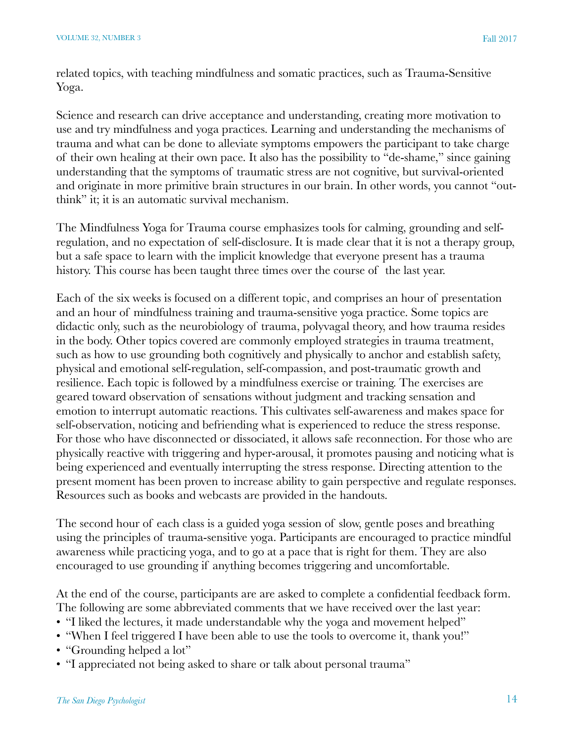related topics, with teaching mindfulness and somatic practices, such as Trauma-Sensitive Yoga.

Science and research can drive acceptance and understanding, creating more motivation to use and try mindfulness and yoga practices. Learning and understanding the mechanisms of trauma and what can be done to alleviate symptoms empowers the participant to take charge of their own healing at their own pace. It also has the possibility to "de-shame," since gaining understanding that the symptoms of traumatic stress are not cognitive, but survival-oriented and originate in more primitive brain structures in our brain. In other words, you cannot "out-think" it; it is an automatic survival mechanism.

The Mindfulness Yoga for Trauma course emphasizes tools for calming, grounding and self-regulation, and no expectation of self-disclosure. It is made clear that it is not a therapy group, but a safe space to learn with the implicit knowledge that everyone present has a trauma history. This course has been taught three times over the course of the last year.

Each of the six weeks is focused on a different topic, and comprises an hour of presentation and an hour of mindfulness training and trauma-sensitive yoga practice. Some topics are didactic only, such as the neurobiology of trauma, polyvagal theory, and how trauma resides in the body. Other topics covered are commonly employed strategies in trauma treatment, such as how to use grounding both cognitively and physically to anchor and establish safety, physical and emotional self-regulation, self-compassion, and post-traumatic growth and resilience. Each topic is followed by a mindfulness exercise or training. The exercises are geared toward observation of sensations without judgment and tracking sensation and emotion to interrupt automatic reactions. This cultivates self-awareness and makes space for self-observation, noticing and befriending what is experienced to reduce the stress response. For those who have disconnected or dissociated, it allows safe reconnection. For those who are physically reactive with triggering and hyper-arousal, it promotes pausing and noticing what is being experienced and eventually interrupting the stress response. Directing attention to the present moment has been proven to increase ability to gain perspective and regulate responses. Resources such as books and webcasts are provided in the handouts.

The second hour of each class is a guided yoga session of slow, gentle poses and breathing using the principles of trauma-sensitive yoga. Participants are encouraged to practice mindful awareness while practicing yoga, and to go at a pace that is right for them. They are also encouraged to use grounding if anything becomes triggering and uncomfortable.

At the end of the course, participants are are asked to complete a confidential feedback form. The following are some abbreviated comments that we have received over the last year:

- "I liked the lectures, it made understandable why the yoga and movement helped"
- "When I feel triggered I have been able to use the tools to overcome it, thank you!"
- "Grounding helped a lot"
- "I appreciated not being asked to share or talk about personal trauma"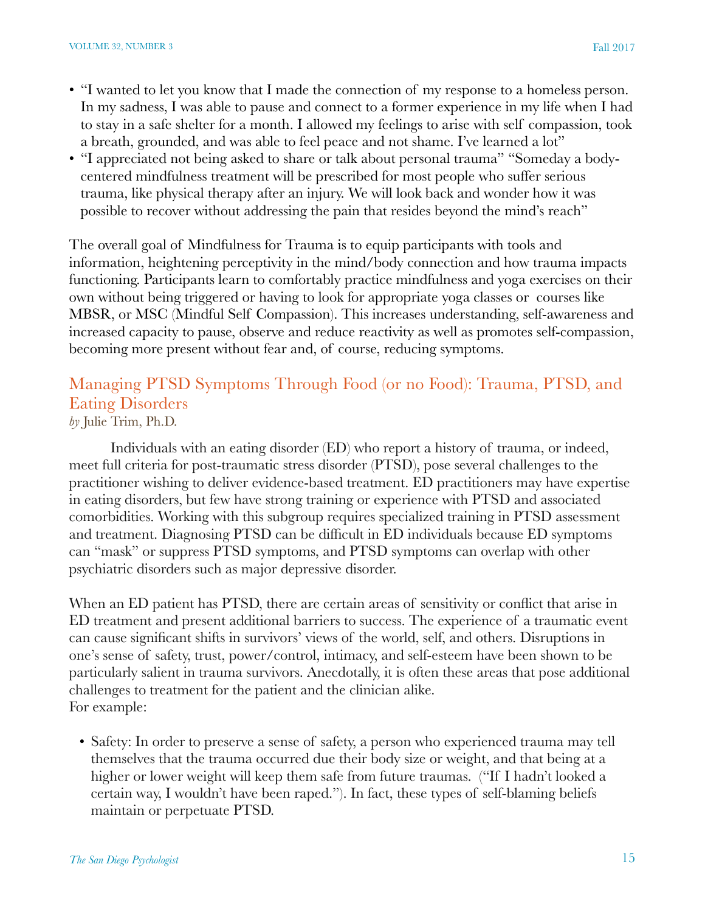- "I wanted to let you know that I made the connection of my response to a homeless person. In my sadness, I was able to pause and connect to a former experience in my life when I had to stay in a safe shelter for a month. I allowed my feelings to arise with self compassion, took a breath, grounded, and was able to feel peace and not shame. I've learned a lot"
- "I appreciated not being asked to share or talk about personal trauma" "Someday a body-centered mindfulness treatment will be prescribed for most people who suffer serious trauma, like physical therapy after an injury. We will look back and wonder how it was possible to recover without addressing the pain that resides beyond the mind's reach"

The overall goal of Mindfulness for Trauma is to equip participants with tools and information, heightening perceptivity in the mind/body connection and how trauma impacts functioning. Participants learn to comfortably practice mindfulness and yoga exercises on their own without being triggered or having to look for appropriate yoga classes or courses like MBSR, or MSC (Mindful Self Compassion). This increases understanding, self-awareness and increased capacity to pause, observe and reduce reactivity as well as promotes self-compassion, becoming more present without fear and, of course, reducing symptoms.

## Managing PTSD Symptoms Through Food (or no Food): Trauma, PTSD, and Eating Disorders

*by* Julie Trim, Ph.D.

Individuals with an eating disorder (ED) who report a history of trauma, or indeed, meet full criteria for post-traumatic stress disorder (PTSD), pose several challenges to the practitioner wishing to deliver evidence-based treatment. ED practitioners may have expertise in eating disorders, but few have strong training or experience with PTSD and associated comorbidities. Working with this subgroup requires specialized training in PTSD assessment and treatment. Diagnosing PTSD can be difficult in ED individuals because ED symptoms can "mask" or suppress PTSD symptoms, and PTSD symptoms can overlap with other psychiatric disorders such as major depressive disorder.

When an ED patient has PTSD, there are certain areas of sensitivity or conflict that arise in ED treatment and present additional barriers to success. The experience of a traumatic event can cause significant shifts in survivors' views of the world, self, and others. Disruptions in one's sense of safety, trust, power/control, intimacy, and self-esteem have been shown to be particularly salient in trauma survivors. Anecdotally, it is often these areas that pose additional challenges to treatment for the patient and the clinician alike.
For example:

- Safety: In order to preserve a sense of safety, a person who experienced trauma may tell themselves that the trauma occurred due their body size or weight, and that being at a higher or lower weight will keep them safe from future traumas. ("If I hadn't looked a certain way, I wouldn't have been raped."). In fact, these types of self-blaming beliefs maintain or perpetuate PTSD.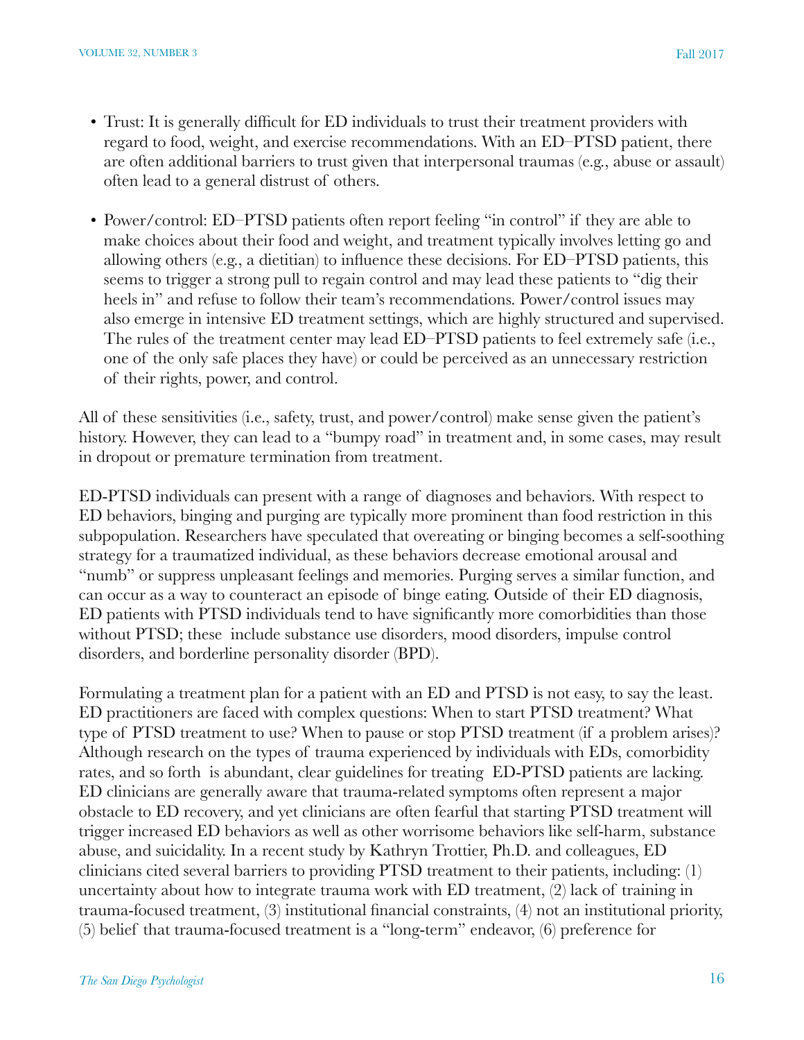- Trust: It is generally difficult for ED individuals to trust their treatment providers with regard to food, weight, and exercise recommendations. With an ED–PTSD patient, there are often additional barriers to trust given that interpersonal traumas (e.g., abuse or assault) often lead to a general distrust of others.

- Power/control: ED–PTSD patients often report feeling "in control" if they are able to make choices about their food and weight, and treatment typically involves letting go and allowing others (e.g., a dietitian) to influence these decisions. For ED–PTSD patients, this seems to trigger a strong pull to regain control and may lead these patients to "dig their heels in" and refuse to follow their team's recommendations. Power/control issues may also emerge in intensive ED treatment settings, which are highly structured and supervised. The rules of the treatment center may lead ED–PTSD patients to feel extremely safe (i.e., one of the only safe places they have) or could be perceived as an unnecessary restriction of their rights, power, and control.

All of these sensitivities (i.e., safety, trust, and power/control) make sense given the patient's history. However, they can lead to a "bumpy road" in treatment and, in some cases, may result in dropout or premature termination from treatment.

ED-PTSD individuals can present with a range of diagnoses and behaviors. With respect to ED behaviors, binging and purging are typically more prominent than food restriction in this subpopulation. Researchers have speculated that overeating or binging becomes a self-soothing strategy for a traumatized individual, as these behaviors decrease emotional arousal and "numb" or suppress unpleasant feelings and memories. Purging serves a similar function, and can occur as a way to counteract an episode of binge eating. Outside of their ED diagnosis, ED patients with PTSD individuals tend to have significantly more comorbidities than those without PTSD; these include substance use disorders, mood disorders, impulse control disorders, and borderline personality disorder (BPD).

Formulating a treatment plan for a patient with an ED and PTSD is not easy, to say the least. ED practitioners are faced with complex questions: When to start PTSD treatment? What type of PTSD treatment to use? When to pause or stop PTSD treatment (if a problem arises)? Although research on the types of trauma experienced by individuals with EDs, comorbidity rates, and so forth is abundant, clear guidelines for treating ED-PTSD patients are lacking. ED clinicians are generally aware that trauma-related symptoms often represent a major obstacle to ED recovery, and yet clinicians are often fearful that starting PTSD treatment will trigger increased ED behaviors as well as other worrisome behaviors like self-harm, substance abuse, and suicidality. In a recent study by Kathryn Trottier, Ph.D. and colleagues, ED clinicians cited several barriers to providing PTSD treatment to their patients, including: (1) uncertainty about how to integrate trauma work with ED treatment, (2) lack of training in trauma-focused treatment, (3) institutional financial constraints, (4) not an institutional priority, (5) belief that trauma-focused treatment is a "long-term" endeavor, (6) preference for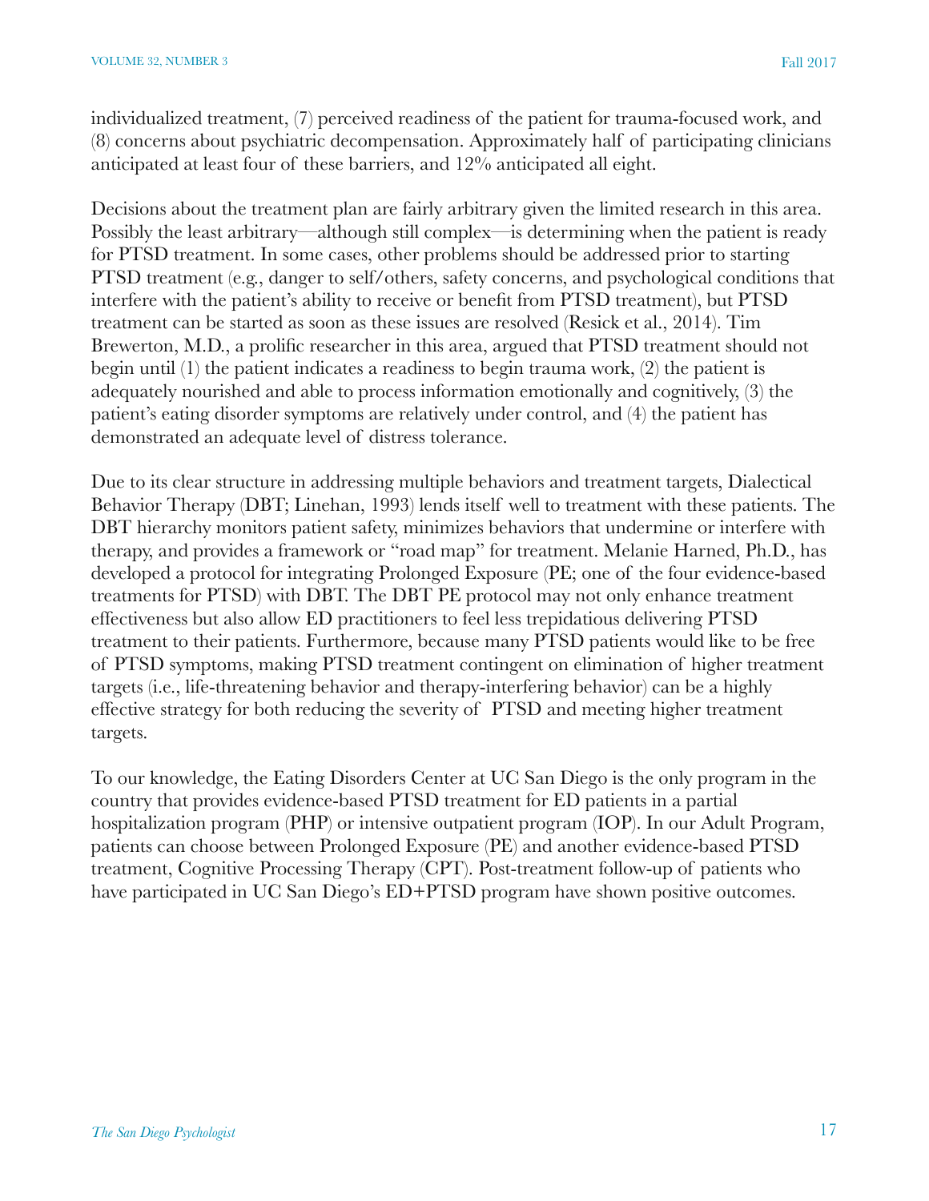individualized treatment, (7) perceived readiness of the patient for trauma-focused work, and (8) concerns about psychiatric decompensation. Approximately half of participating clinicians anticipated at least four of these barriers, and 12% anticipated all eight.

Decisions about the treatment plan are fairly arbitrary given the limited research in this area. Possibly the least arbitrary—although still complex—is determining when the patient is ready for PTSD treatment. In some cases, other problems should be addressed prior to starting PTSD treatment (e.g., danger to self/others, safety concerns, and psychological conditions that interfere with the patient's ability to receive or benefit from PTSD treatment), but PTSD treatment can be started as soon as these issues are resolved (Resick et al., 2014). Tim Brewerton, M.D., a prolific researcher in this area, argued that PTSD treatment should not begin until (1) the patient indicates a readiness to begin trauma work, (2) the patient is adequately nourished and able to process information emotionally and cognitively, (3) the patient's eating disorder symptoms are relatively under control, and (4) the patient has demonstrated an adequate level of distress tolerance.

Due to its clear structure in addressing multiple behaviors and treatment targets, Dialectical Behavior Therapy (DBT; Linehan, 1993) lends itself well to treatment with these patients. The DBT hierarchy monitors patient safety, minimizes behaviors that undermine or interfere with therapy, and provides a framework or "road map" for treatment. Melanie Harned, Ph.D., has developed a protocol for integrating Prolonged Exposure (PE; one of the four evidence-based treatments for PTSD) with DBT. The DBT PE protocol may not only enhance treatment effectiveness but also allow ED practitioners to feel less trepidatious delivering PTSD treatment to their patients. Furthermore, because many PTSD patients would like to be free of PTSD symptoms, making PTSD treatment contingent on elimination of higher treatment targets (i.e., life-threatening behavior and therapy-interfering behavior) can be a highly effective strategy for both reducing the severity of PTSD and meeting higher treatment targets.

To our knowledge, the Eating Disorders Center at UC San Diego is the only program in the country that provides evidence-based PTSD treatment for ED patients in a partial hospitalization program (PHP) or intensive outpatient program (IOP). In our Adult Program, patients can choose between Prolonged Exposure (PE) and another evidence-based PTSD treatment, Cognitive Processing Therapy (CPT). Post-treatment follow-up of patients who have participated in UC San Diego's ED+PTSD program have shown positive outcomes.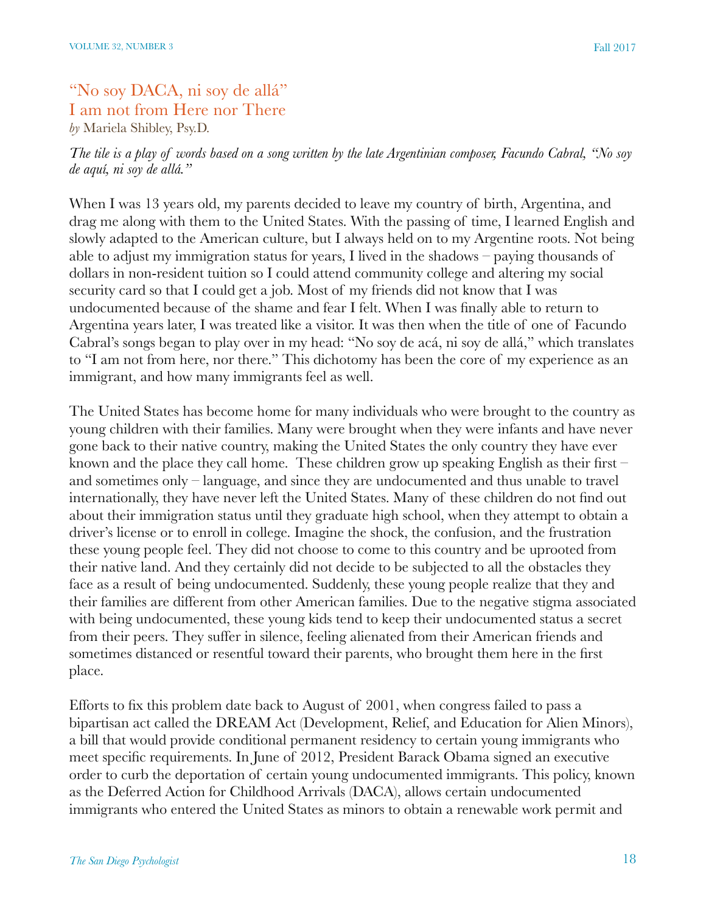## "No soy DACA, ni soy de allá"
## I am not from Here nor There

*by* Mariela Shibley, Psy.D.

*The tile is a play of words based on a song written by the late Argentinian composer, Facundo Cabral, "No soy de aquí, ni soy de allá."*

When I was 13 years old, my parents decided to leave my country of birth, Argentina, and drag me along with them to the United States. With the passing of time, I learned English and slowly adapted to the American culture, but I always held on to my Argentine roots. Not being able to adjust my immigration status for years, I lived in the shadows – paying thousands of dollars in non-resident tuition so I could attend community college and altering my social security card so that I could get a job. Most of my friends did not know that I was undocumented because of the shame and fear I felt. When I was finally able to return to Argentina years later, I was treated like a visitor. It was then when the title of one of Facundo Cabral's songs began to play over in my head: "No soy de acá, ni soy de allá," which translates to "I am not from here, nor there." This dichotomy has been the core of my experience as an immigrant, and how many immigrants feel as well.

The United States has become home for many individuals who were brought to the country as young children with their families. Many were brought when they were infants and have never gone back to their native country, making the United States the only country they have ever known and the place they call home. These children grow up speaking English as their first – and sometimes only – language, and since they are undocumented and thus unable to travel internationally, they have never left the United States. Many of these children do not find out about their immigration status until they graduate high school, when they attempt to obtain a driver's license or to enroll in college. Imagine the shock, the confusion, and the frustration these young people feel. They did not choose to come to this country and be uprooted from their native land. And they certainly did not decide to be subjected to all the obstacles they face as a result of being undocumented. Suddenly, these young people realize that they and their families are different from other American families. Due to the negative stigma associated with being undocumented, these young kids tend to keep their undocumented status a secret from their peers. They suffer in silence, feeling alienated from their American friends and sometimes distanced or resentful toward their parents, who brought them here in the first place.

Efforts to fix this problem date back to August of 2001, when congress failed to pass a bipartisan act called the DREAM Act (Development, Relief, and Education for Alien Minors), a bill that would provide conditional permanent residency to certain young immigrants who meet specific requirements. In June of 2012, President Barack Obama signed an executive order to curb the deportation of certain young undocumented immigrants. This policy, known as the Deferred Action for Childhood Arrivals (DACA), allows certain undocumented immigrants who entered the United States as minors to obtain a renewable work permit and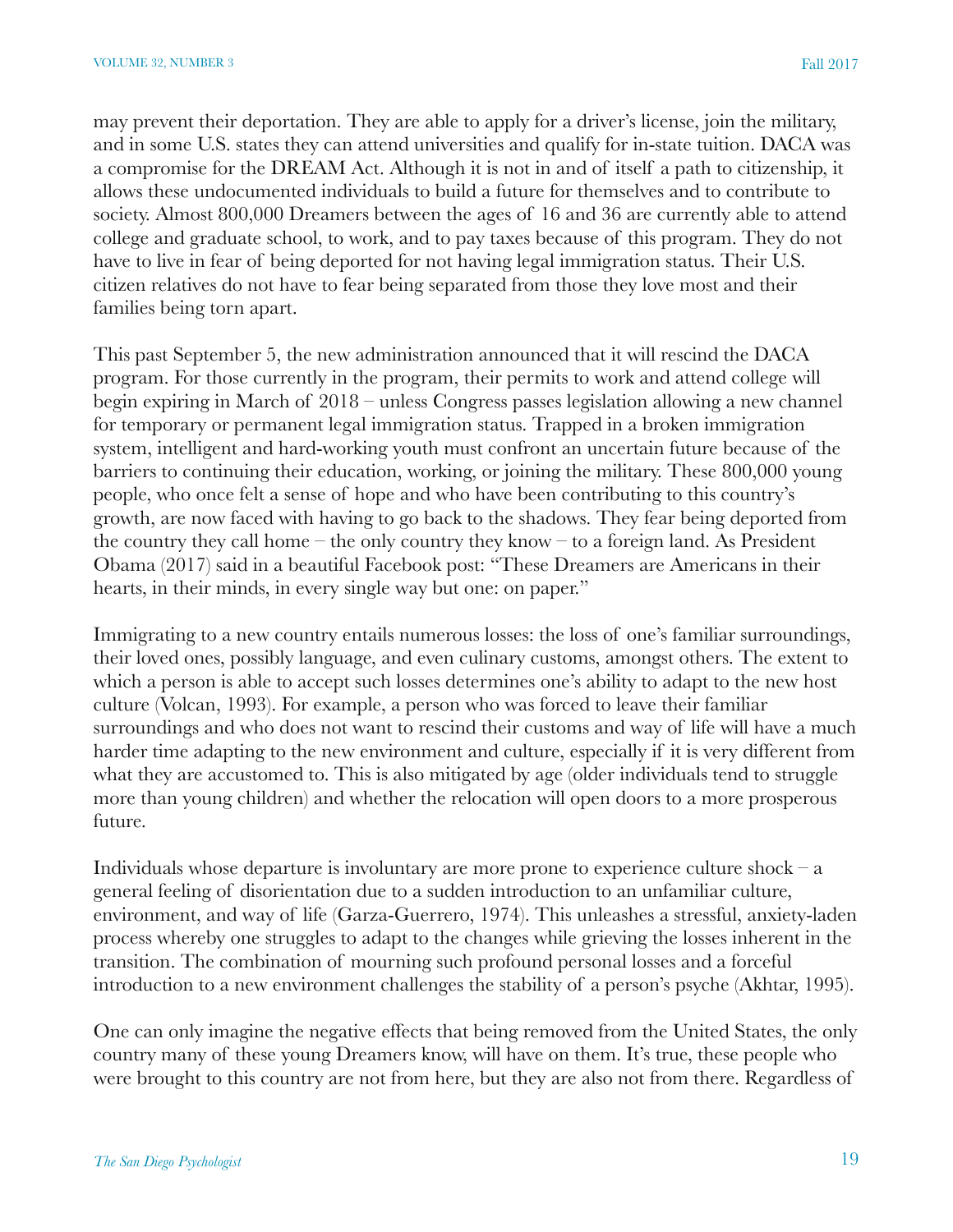may prevent their deportation. They are able to apply for a driver's license, join the military, and in some U.S. states they can attend universities and qualify for in-state tuition. DACA was a compromise for the DREAM Act. Although it is not in and of itself a path to citizenship, it allows these undocumented individuals to build a future for themselves and to contribute to society. Almost 800,000 Dreamers between the ages of 16 and 36 are currently able to attend college and graduate school, to work, and to pay taxes because of this program. They do not have to live in fear of being deported for not having legal immigration status. Their U.S. citizen relatives do not have to fear being separated from those they love most and their families being torn apart.

This past September 5, the new administration announced that it will rescind the DACA program. For those currently in the program, their permits to work and attend college will begin expiring in March of 2018 – unless Congress passes legislation allowing a new channel for temporary or permanent legal immigration status. Trapped in a broken immigration system, intelligent and hard-working youth must confront an uncertain future because of the barriers to continuing their education, working, or joining the military. These 800,000 young people, who once felt a sense of hope and who have been contributing to this country's growth, are now faced with having to go back to the shadows. They fear being deported from the country they call home – the only country they know – to a foreign land. As President Obama (2017) said in a beautiful Facebook post: "These Dreamers are Americans in their hearts, in their minds, in every single way but one: on paper."

Immigrating to a new country entails numerous losses: the loss of one's familiar surroundings, their loved ones, possibly language, and even culinary customs, amongst others. The extent to which a person is able to accept such losses determines one's ability to adapt to the new host culture (Volcan, 1993). For example, a person who was forced to leave their familiar surroundings and who does not want to rescind their customs and way of life will have a much harder time adapting to the new environment and culture, especially if it is very different from what they are accustomed to. This is also mitigated by age (older individuals tend to struggle more than young children) and whether the relocation will open doors to a more prosperous future.

Individuals whose departure is involuntary are more prone to experience culture shock – a general feeling of disorientation due to a sudden introduction to an unfamiliar culture, environment, and way of life (Garza-Guerrero, 1974). This unleashes a stressful, anxiety-laden process whereby one struggles to adapt to the changes while grieving the losses inherent in the transition. The combination of mourning such profound personal losses and a forceful introduction to a new environment challenges the stability of a person's psyche (Akhtar, 1995).

One can only imagine the negative effects that being removed from the United States, the only country many of these young Dreamers know, will have on them. It's true, these people who were brought to this country are not from here, but they are also not from there. Regardless of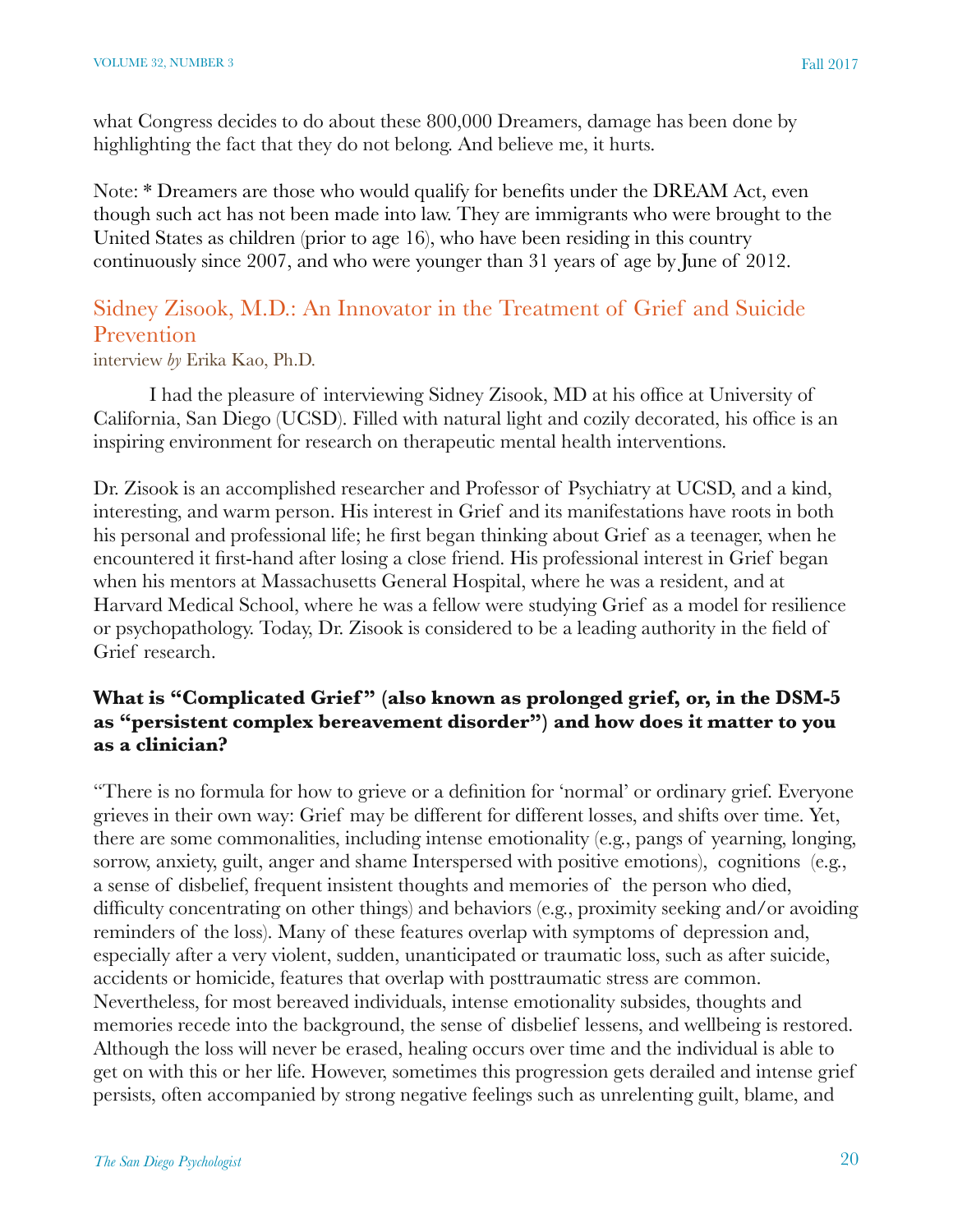what Congress decides to do about these 800,000 Dreamers, damage has been done by highlighting the fact that they do not belong. And believe me, it hurts.

Note: * Dreamers are those who would qualify for benefits under the DREAM Act, even though such act has not been made into law. They are immigrants who were brought to the United States as children (prior to age 16), who have been residing in this country continuously since 2007, and who were younger than 31 years of age by June of 2012.

## Sidney Zisook, M.D.: An Innovator in the Treatment of Grief and Suicide Prevention

interview *by* Erika Kao, Ph.D.

I had the pleasure of interviewing Sidney Zisook, MD at his office at University of California, San Diego (UCSD). Filled with natural light and cozily decorated, his office is an inspiring environment for research on therapeutic mental health interventions.

Dr. Zisook is an accomplished researcher and Professor of Psychiatry at UCSD, and a kind, interesting, and warm person. His interest in Grief and its manifestations have roots in both his personal and professional life; he first began thinking about Grief as a teenager, when he encountered it first-hand after losing a close friend. His professional interest in Grief began when his mentors at Massachusetts General Hospital, where he was a resident, and at Harvard Medical School, where he was a fellow were studying Grief as a model for resilience or psychopathology. Today, Dr. Zisook is considered to be a leading authority in the field of Grief research.

**What is "Complicated Grief" (also known as prolonged grief, or, in the DSM-5 as "persistent complex bereavement disorder") and how does it matter to you as a clinician?**

"There is no formula for how to grieve or a definition for 'normal' or ordinary grief. Everyone grieves in their own way: Grief may be different for different losses, and shifts over time. Yet, there are some commonalities, including intense emotionality (e.g., pangs of yearning, longing, sorrow, anxiety, guilt, anger and shame Interspersed with positive emotions), cognitions (e.g., a sense of disbelief, frequent insistent thoughts and memories of the person who died, difficulty concentrating on other things) and behaviors (e.g., proximity seeking and/or avoiding reminders of the loss). Many of these features overlap with symptoms of depression and, especially after a very violent, sudden, unanticipated or traumatic loss, such as after suicide, accidents or homicide, features that overlap with posttraumatic stress are common. Nevertheless, for most bereaved individuals, intense emotionality subsides, thoughts and memories recede into the background, the sense of disbelief lessens, and wellbeing is restored. Although the loss will never be erased, healing occurs over time and the individual is able to get on with this or her life. However, sometimes this progression gets derailed and intense grief persists, often accompanied by strong negative feelings such as unrelenting guilt, blame, and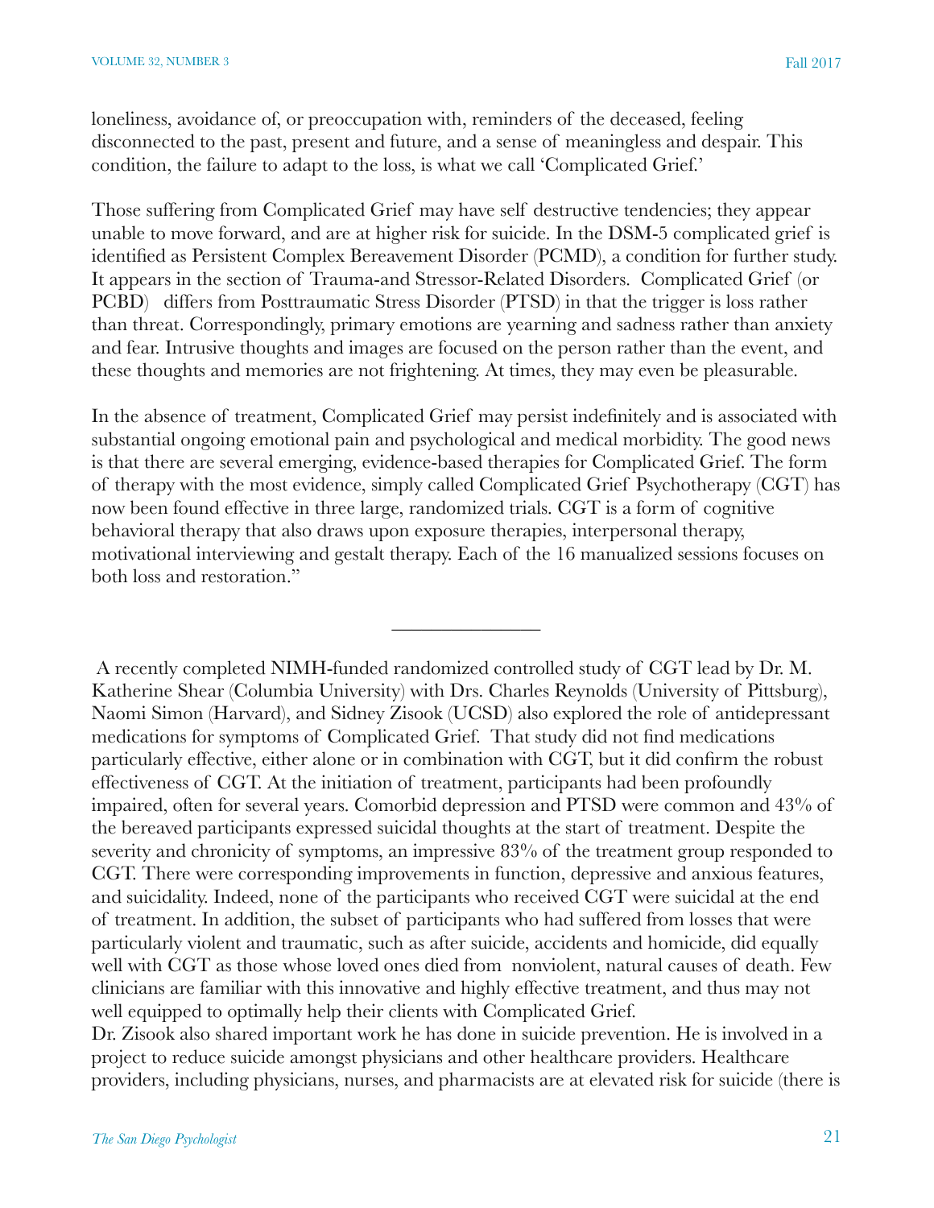loneliness, avoidance of, or preoccupation with, reminders of the deceased, feeling disconnected to the past, present and future, and a sense of meaningless and despair. This condition, the failure to adapt to the loss, is what we call 'Complicated Grief.'

Those suffering from Complicated Grief may have self destructive tendencies; they appear unable to move forward, and are at higher risk for suicide. In the DSM-5 complicated grief is identified as Persistent Complex Bereavement Disorder (PCMD), a condition for further study. It appears in the section of Trauma-and Stressor-Related Disorders. Complicated Grief (or PCBD) differs from Posttraumatic Stress Disorder (PTSD) in that the trigger is loss rather than threat. Correspondingly, primary emotions are yearning and sadness rather than anxiety and fear. Intrusive thoughts and images are focused on the person rather than the event, and these thoughts and memories are not frightening. At times, they may even be pleasurable.

In the absence of treatment, Complicated Grief may persist indefinitely and is associated with substantial ongoing emotional pain and psychological and medical morbidity. The good news is that there are several emerging, evidence-based therapies for Complicated Grief. The form of therapy with the most evidence, simply called Complicated Grief Psychotherapy (CGT) has now been found effective in three large, randomized trials. CGT is a form of cognitive behavioral therapy that also draws upon exposure therapies, interpersonal therapy, motivational interviewing and gestalt therapy. Each of the 16 manualized sessions focuses on both loss and restoration."

---

A recently completed NIMH-funded randomized controlled study of CGT lead by Dr. M. Katherine Shear (Columbia University) with Drs. Charles Reynolds (University of Pittsburg), Naomi Simon (Harvard), and Sidney Zisook (UCSD) also explored the role of antidepressant medications for symptoms of Complicated Grief. That study did not find medications particularly effective, either alone or in combination with CGT, but it did confirm the robust effectiveness of CGT. At the initiation of treatment, participants had been profoundly impaired, often for several years. Comorbid depression and PTSD were common and 43% of the bereaved participants expressed suicidal thoughts at the start of treatment. Despite the severity and chronicity of symptoms, an impressive 83% of the treatment group responded to CGT. There were corresponding improvements in function, depressive and anxious features, and suicidality. Indeed, none of the participants who received CGT were suicidal at the end of treatment. In addition, the subset of participants who had suffered from losses that were particularly violent and traumatic, such as after suicide, accidents and homicide, did equally well with CGT as those whose loved ones died from nonviolent, natural causes of death. Few clinicians are familiar with this innovative and highly effective treatment, and thus may not well equipped to optimally help their clients with Complicated Grief.

Dr. Zisook also shared important work he has done in suicide prevention. He is involved in a project to reduce suicide amongst physicians and other healthcare providers. Healthcare providers, including physicians, nurses, and pharmacists are at elevated risk for suicide (there is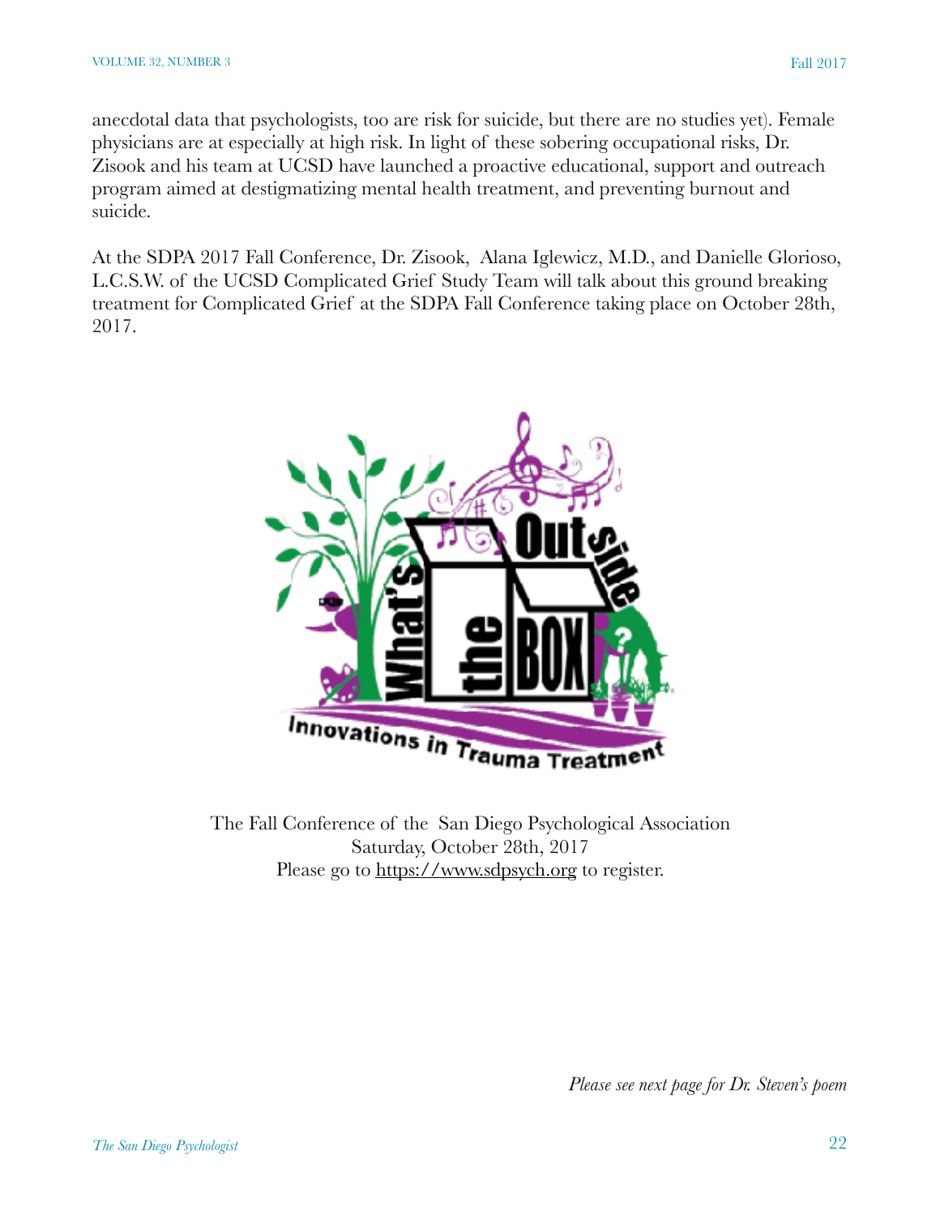anecdotal data that psychologists, too are risk for suicide, but there are no studies yet). Female physicians are at especially at high risk. In light of these sobering occupational risks, Dr. Zisook and his team at UCSD have launched a proactive educational, support and outreach program aimed at destigmatizing mental health treatment, and preventing burnout and suicide.

At the SDPA 2017 Fall Conference, Dr. Zisook, Alana Iglewicz, M.D., and Danielle Glorioso, L.C.S.W. of the UCSD Complicated Grief Study Team will talk about this ground breaking treatment for Complicated Grief at the SDPA Fall Conference taking place on October 28th, 2017.

What's Outside the BOX

Innovations in Trauma Treatment

The Fall Conference of the San Diego Psychological Association
Saturday, October 28th, 2017
Please go to https://www.sdpsych.org to register.

*Please see next page for Dr. Steven's poem*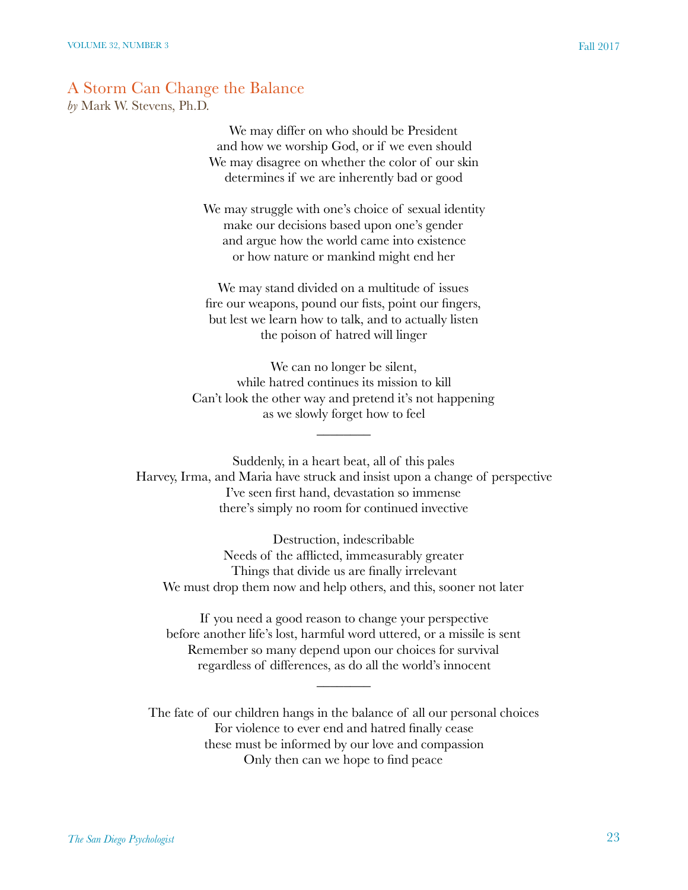## A Storm Can Change the Balance

*by* Mark W. Stevens, Ph.D.

We may differ on who should be President  
and how we worship God, or if we even should  
We may disagree on whether the color of our skin  
determines if we are inherently bad or good

We may struggle with one's choice of sexual identity  
make our decisions based upon one's gender  
and argue how the world came into existence  
or how nature or mankind might end her

We may stand divided on a multitude of issues  
fire our weapons, pound our fists, point our fingers,  
but lest we learn how to talk, and to actually listen  
the poison of hatred will linger

We can no longer be silent,  
while hatred continues its mission to kill  
Can't look the other way and pretend it's not happening  
as we slowly forget how to feel

---

Suddenly, in a heart beat, all of this pales  
Harvey, Irma, and Maria have struck and insist upon a change of perspective  
I've seen first hand, devastation so immense  
there's simply no room for continued invective

Destruction, indescribable  
Needs of the afflicted, immeasurably greater  
Things that divide us are finally irrelevant  
We must drop them now and help others, and this, sooner not later

If you need a good reason to change your perspective  
before another life's lost, harmful word uttered, or a missile is sent  
Remember so many depend upon our choices for survival  
regardless of differences, as do all the world's innocent

---

The fate of our children hangs in the balance of all our personal choices  
For violence to ever end and hatred finally cease  
these must be informed by our love and compassion  
Only then can we hope to find peace